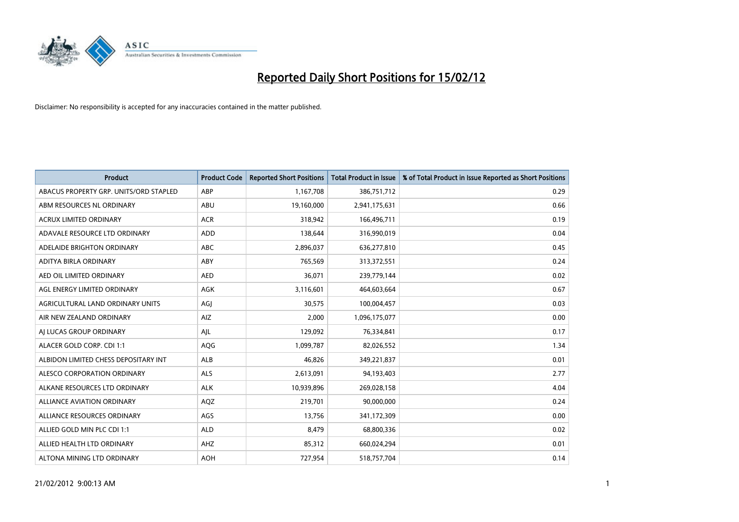# Reported Daily Short Positions for 15/02/12

Disclaimer: No responsibility is accepted for any inaccuracies contained in the matter published.

| Product | Product Code | Reported Short Positions | Total Product in Issue | % of Total Product in Issue Reported as Short Positions |
|---|---|---|---|---|
| ABACUS PROPERTY GRP. UNITS/ORD STAPLED | ABP | 1,167,708 | 386,751,712 | 0.29 |
| ABM RESOURCES NL ORDINARY | ABU | 19,160,000 | 2,941,175,631 | 0.66 |
| ACRUX LIMITED ORDINARY | ACR | 318,942 | 166,496,711 | 0.19 |
| ADAVALE RESOURCE LTD ORDINARY | ADD | 138,644 | 316,990,019 | 0.04 |
| ADELAIDE BRIGHTON ORDINARY | ABC | 2,896,037 | 636,277,810 | 0.45 |
| ADITYA BIRLA ORDINARY | ABY | 765,569 | 313,372,551 | 0.24 |
| AED OIL LIMITED ORDINARY | AED | 36,071 | 239,779,144 | 0.02 |
| AGL ENERGY LIMITED ORDINARY | AGK | 3,116,601 | 464,603,664 | 0.67 |
| AGRICULTURAL LAND ORDINARY UNITS | AGJ | 30,575 | 100,004,457 | 0.03 |
| AIR NEW ZEALAND ORDINARY | AIZ | 2,000 | 1,096,175,077 | 0.00 |
| AJ LUCAS GROUP ORDINARY | AJL | 129,092 | 76,334,841 | 0.17 |
| ALACER GOLD CORP. CDI 1:1 | AQG | 1,099,787 | 82,026,552 | 1.34 |
| ALBIDON LIMITED CHESS DEPOSITARY INT | ALB | 46,826 | 349,221,837 | 0.01 |
| ALESCO CORPORATION ORDINARY | ALS | 2,613,091 | 94,193,403 | 2.77 |
| ALKANE RESOURCES LTD ORDINARY | ALK | 10,939,896 | 269,028,158 | 4.04 |
| ALLIANCE AVIATION ORDINARY | AQZ | 219,701 | 90,000,000 | 0.24 |
| ALLIANCE RESOURCES ORDINARY | AGS | 13,756 | 341,172,309 | 0.00 |
| ALLIED GOLD MIN PLC CDI 1:1 | ALD | 8,479 | 68,800,336 | 0.02 |
| ALLIED HEALTH LTD ORDINARY | AHZ | 85,312 | 660,024,294 | 0.01 |
| ALTONA MINING LTD ORDINARY | AOH | 727,954 | 518,757,704 | 0.14 |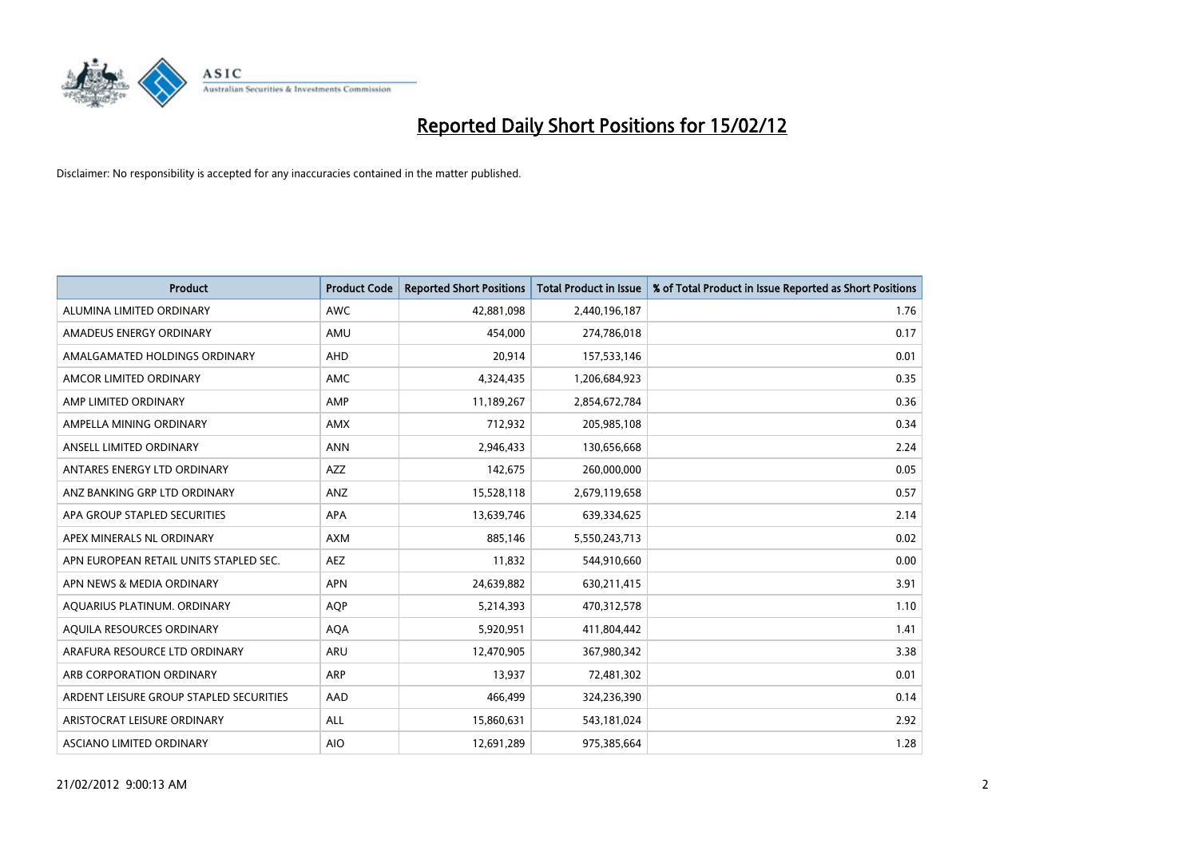# Reported Daily Short Positions for 15/02/12

Disclaimer: No responsibility is accepted for any inaccuracies contained in the matter published.

| Product | Product Code | Reported Short Positions | Total Product in Issue | % of Total Product in Issue Reported as Short Positions |
|---|---|---|---|---|
| ALUMINA LIMITED ORDINARY | AWC | 42,881,098 | 2,440,196,187 | 1.76 |
| AMADEUS ENERGY ORDINARY | AMU | 454,000 | 274,786,018 | 0.17 |
| AMALGAMATED HOLDINGS ORDINARY | AHD | 20,914 | 157,533,146 | 0.01 |
| AMCOR LIMITED ORDINARY | AMC | 4,324,435 | 1,206,684,923 | 0.35 |
| AMP LIMITED ORDINARY | AMP | 11,189,267 | 2,854,672,784 | 0.36 |
| AMPELLA MINING ORDINARY | AMX | 712,932 | 205,985,108 | 0.34 |
| ANSELL LIMITED ORDINARY | ANN | 2,946,433 | 130,656,668 | 2.24 |
| ANTARES ENERGY LTD ORDINARY | AZZ | 142,675 | 260,000,000 | 0.05 |
| ANZ BANKING GRP LTD ORDINARY | ANZ | 15,528,118 | 2,679,119,658 | 0.57 |
| APA GROUP STAPLED SECURITIES | APA | 13,639,746 | 639,334,625 | 2.14 |
| APEX MINERALS NL ORDINARY | AXM | 885,146 | 5,550,243,713 | 0.02 |
| APN EUROPEAN RETAIL UNITS STAPLED SEC. | AEZ | 11,832 | 544,910,660 | 0.00 |
| APN NEWS & MEDIA ORDINARY | APN | 24,639,882 | 630,211,415 | 3.91 |
| AQUARIUS PLATINUM. ORDINARY | AQP | 5,214,393 | 470,312,578 | 1.10 |
| AQUILA RESOURCES ORDINARY | AQA | 5,920,951 | 411,804,442 | 1.41 |
| ARAFURA RESOURCE LTD ORDINARY | ARU | 12,470,905 | 367,980,342 | 3.38 |
| ARB CORPORATION ORDINARY | ARP | 13,937 | 72,481,302 | 0.01 |
| ARDENT LEISURE GROUP STAPLED SECURITIES | AAD | 466,499 | 324,236,390 | 0.14 |
| ARISTOCRAT LEISURE ORDINARY | ALL | 15,860,631 | 543,181,024 | 2.92 |
| ASCIANO LIMITED ORDINARY | AIO | 12,691,289 | 975,385,664 | 1.28 |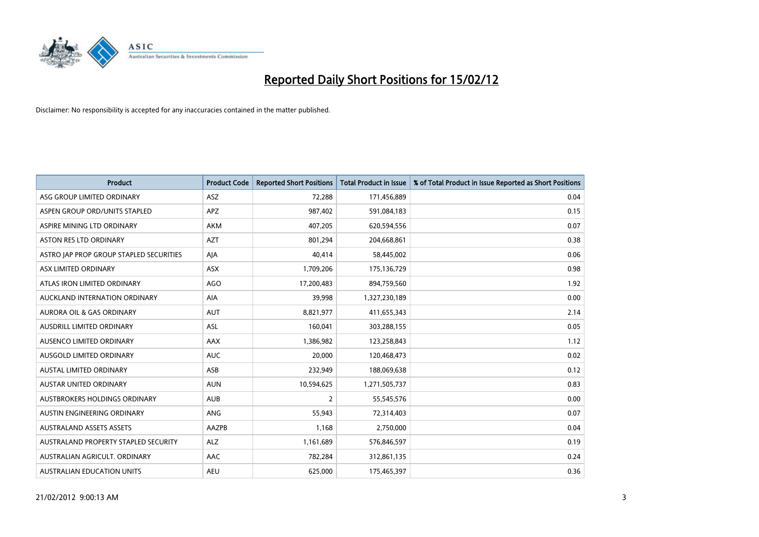# Reported Daily Short Positions for 15/02/12

Disclaimer: No responsibility is accepted for any inaccuracies contained in the matter published.

| Product | Product Code | Reported Short Positions | Total Product in Issue | % of Total Product in Issue Reported as Short Positions |
|---|---|---|---|---|
| ASG GROUP LIMITED ORDINARY | ASZ | 72,288 | 171,456,889 | 0.04 |
| ASPEN GROUP ORD/UNITS STAPLED | APZ | 987,402 | 591,084,183 | 0.15 |
| ASPIRE MINING LTD ORDINARY | AKM | 407,205 | 620,594,556 | 0.07 |
| ASTON RES LTD ORDINARY | AZT | 801,294 | 204,668,861 | 0.38 |
| ASTRO JAP PROP GROUP STAPLED SECURITIES | AJA | 40,414 | 58,445,002 | 0.06 |
| ASX LIMITED ORDINARY | ASX | 1,709,206 | 175,136,729 | 0.98 |
| ATLAS IRON LIMITED ORDINARY | AGO | 17,200,483 | 894,759,560 | 1.92 |
| AUCKLAND INTERNATION ORDINARY | AIA | 39,998 | 1,327,230,189 | 0.00 |
| AURORA OIL & GAS ORDINARY | AUT | 8,821,977 | 411,655,343 | 2.14 |
| AUSDRILL LIMITED ORDINARY | ASL | 160,041 | 303,288,155 | 0.05 |
| AUSENCO LIMITED ORDINARY | AAX | 1,386,982 | 123,258,843 | 1.12 |
| AUSGOLD LIMITED ORDINARY | AUC | 20,000 | 120,468,473 | 0.02 |
| AUSTAL LIMITED ORDINARY | ASB | 232,949 | 188,069,638 | 0.12 |
| AUSTAR UNITED ORDINARY | AUN | 10,594,625 | 1,271,505,737 | 0.83 |
| AUSTBROKERS HOLDINGS ORDINARY | AUB | 2 | 55,545,576 | 0.00 |
| AUSTIN ENGINEERING ORDINARY | ANG | 55,943 | 72,314,403 | 0.07 |
| AUSTRALAND ASSETS ASSETS | AAZPB | 1,168 | 2,750,000 | 0.04 |
| AUSTRALAND PROPERTY STAPLED SECURITY | ALZ | 1,161,689 | 576,846,597 | 0.19 |
| AUSTRALIAN AGRICULT. ORDINARY | AAC | 782,284 | 312,861,135 | 0.24 |
| AUSTRALIAN EDUCATION UNITS | AEU | 625,000 | 175,465,397 | 0.36 |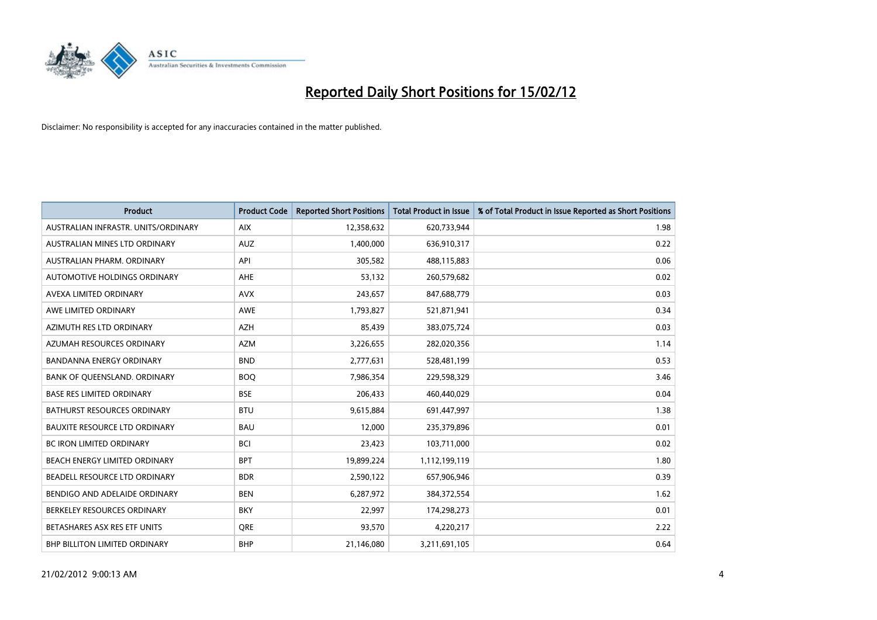# Reported Daily Short Positions for 15/02/12

Disclaimer: No responsibility is accepted for any inaccuracies contained in the matter published.

| Product | Product Code | Reported Short Positions | Total Product in Issue | % of Total Product in Issue Reported as Short Positions |
|---|---|---|---|---|
| AUSTRALIAN INFRASTR. UNITS/ORDINARY | AIX | 12,358,632 | 620,733,944 | 1.98 |
| AUSTRALIAN MINES LTD ORDINARY | AUZ | 1,400,000 | 636,910,317 | 0.22 |
| AUSTRALIAN PHARM. ORDINARY | API | 305,582 | 488,115,883 | 0.06 |
| AUTOMOTIVE HOLDINGS ORDINARY | AHE | 53,132 | 260,579,682 | 0.02 |
| AVEXA LIMITED ORDINARY | AVX | 243,657 | 847,688,779 | 0.03 |
| AWE LIMITED ORDINARY | AWE | 1,793,827 | 521,871,941 | 0.34 |
| AZIMUTH RES LTD ORDINARY | AZH | 85,439 | 383,075,724 | 0.03 |
| AZUMAH RESOURCES ORDINARY | AZM | 3,226,655 | 282,020,356 | 1.14 |
| BANDANNA ENERGY ORDINARY | BND | 2,777,631 | 528,481,199 | 0.53 |
| BANK OF QUEENSLAND. ORDINARY | BOQ | 7,986,354 | 229,598,329 | 3.46 |
| BASE RES LIMITED ORDINARY | BSE | 206,433 | 460,440,029 | 0.04 |
| BATHURST RESOURCES ORDINARY | BTU | 9,615,884 | 691,447,997 | 1.38 |
| BAUXITE RESOURCE LTD ORDINARY | BAU | 12,000 | 235,379,896 | 0.01 |
| BC IRON LIMITED ORDINARY | BCI | 23,423 | 103,711,000 | 0.02 |
| BEACH ENERGY LIMITED ORDINARY | BPT | 19,899,224 | 1,112,199,119 | 1.80 |
| BEADELL RESOURCE LTD ORDINARY | BDR | 2,590,122 | 657,906,946 | 0.39 |
| BENDIGO AND ADELAIDE ORDINARY | BEN | 6,287,972 | 384,372,554 | 1.62 |
| BERKELEY RESOURCES ORDINARY | BKY | 22,997 | 174,298,273 | 0.01 |
| BETASHARES ASX RES ETF UNITS | QRE | 93,570 | 4,220,217 | 2.22 |
| BHP BILLITON LIMITED ORDINARY | BHP | 21,146,080 | 3,211,691,105 | 0.64 |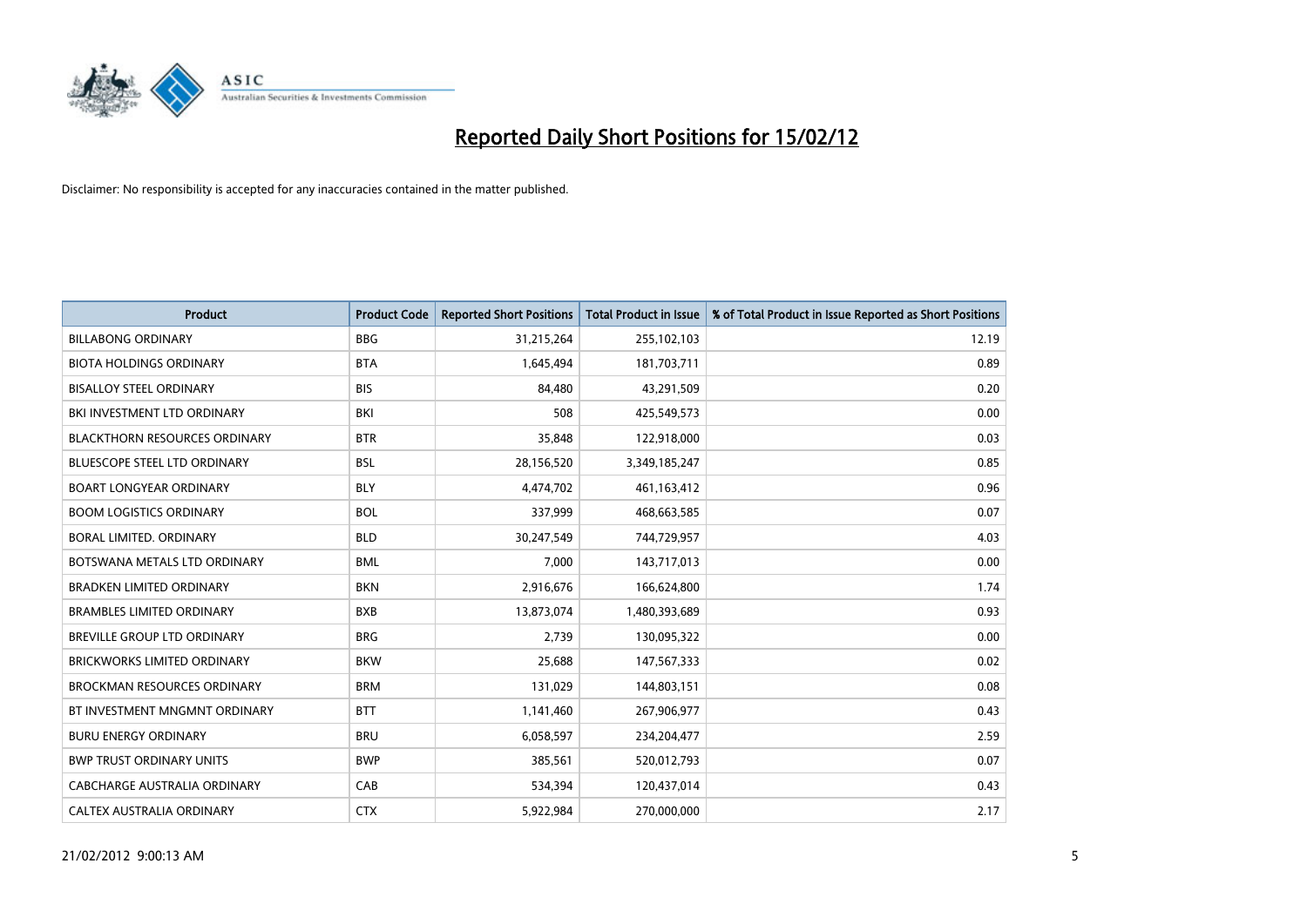# Reported Daily Short Positions for 15/02/12

Disclaimer: No responsibility is accepted for any inaccuracies contained in the matter published.

| Product | Product Code | Reported Short Positions | Total Product in Issue | % of Total Product in Issue Reported as Short Positions |
|---|---|---|---|---|
| BILLABONG ORDINARY | BBG | 31,215,264 | 255,102,103 | 12.19 |
| BIOTA HOLDINGS ORDINARY | BTA | 1,645,494 | 181,703,711 | 0.89 |
| BISALLOY STEEL ORDINARY | BIS | 84,480 | 43,291,509 | 0.20 |
| BKI INVESTMENT LTD ORDINARY | BKI | 508 | 425,549,573 | 0.00 |
| BLACKTHORN RESOURCES ORDINARY | BTR | 35,848 | 122,918,000 | 0.03 |
| BLUESCOPE STEEL LTD ORDINARY | BSL | 28,156,520 | 3,349,185,247 | 0.85 |
| BOART LONGYEAR ORDINARY | BLY | 4,474,702 | 461,163,412 | 0.96 |
| BOOM LOGISTICS ORDINARY | BOL | 337,999 | 468,663,585 | 0.07 |
| BORAL LIMITED. ORDINARY | BLD | 30,247,549 | 744,729,957 | 4.03 |
| BOTSWANA METALS LTD ORDINARY | BML | 7,000 | 143,717,013 | 0.00 |
| BRADKEN LIMITED ORDINARY | BKN | 2,916,676 | 166,624,800 | 1.74 |
| BRAMBLES LIMITED ORDINARY | BXB | 13,873,074 | 1,480,393,689 | 0.93 |
| BREVILLE GROUP LTD ORDINARY | BRG | 2,739 | 130,095,322 | 0.00 |
| BRICKWORKS LIMITED ORDINARY | BKW | 25,688 | 147,567,333 | 0.02 |
| BROCKMAN RESOURCES ORDINARY | BRM | 131,029 | 144,803,151 | 0.08 |
| BT INVESTMENT MNGMNT ORDINARY | BTT | 1,141,460 | 267,906,977 | 0.43 |
| BURU ENERGY ORDINARY | BRU | 6,058,597 | 234,204,477 | 2.59 |
| BWP TRUST ORDINARY UNITS | BWP | 385,561 | 520,012,793 | 0.07 |
| CABCHARGE AUSTRALIA ORDINARY | CAB | 534,394 | 120,437,014 | 0.43 |
| CALTEX AUSTRALIA ORDINARY | CTX | 5,922,984 | 270,000,000 | 2.17 |

21/02/2012 9:00:13 AM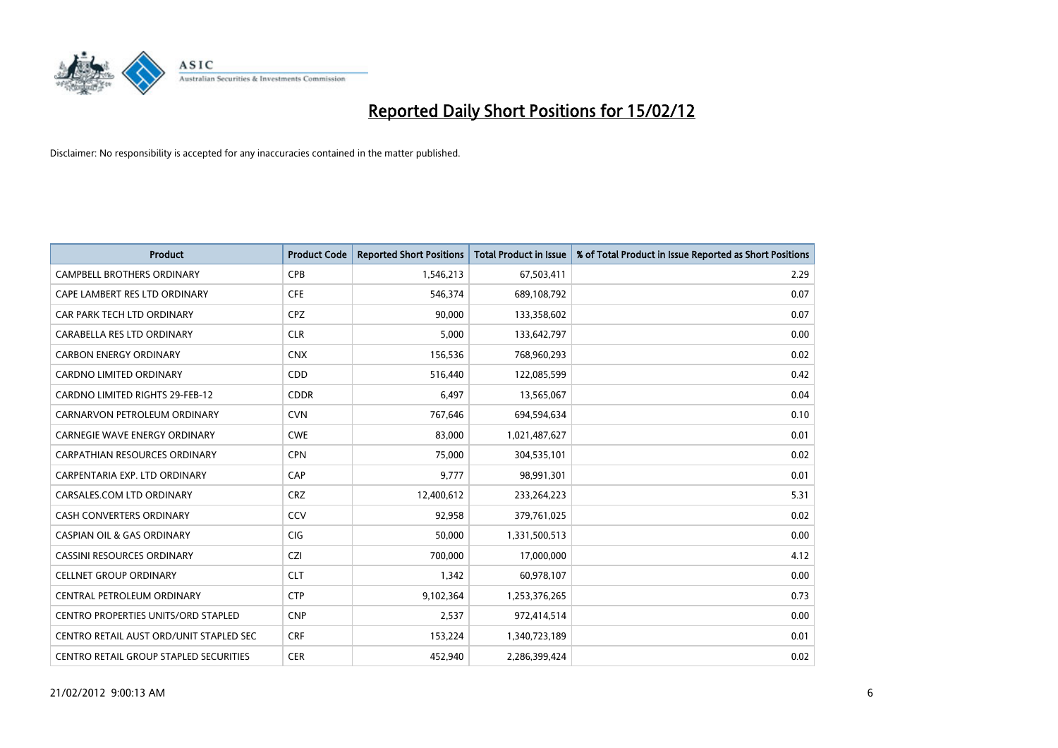# Reported Daily Short Positions for 15/02/12

Disclaimer: No responsibility is accepted for any inaccuracies contained in the matter published.

| Product | Product Code | Reported Short Positions | Total Product in Issue | % of Total Product in Issue Reported as Short Positions |
|---|---|---|---|---|
| CAMPBELL BROTHERS ORDINARY | CPB | 1,546,213 | 67,503,411 | 2.29 |
| CAPE LAMBERT RES LTD ORDINARY | CFE | 546,374 | 689,108,792 | 0.07 |
| CAR PARK TECH LTD ORDINARY | CPZ | 90,000 | 133,358,602 | 0.07 |
| CARABELLA RES LTD ORDINARY | CLR | 5,000 | 133,642,797 | 0.00 |
| CARBON ENERGY ORDINARY | CNX | 156,536 | 768,960,293 | 0.02 |
| CARDNO LIMITED ORDINARY | CDD | 516,440 | 122,085,599 | 0.42 |
| CARDNO LIMITED RIGHTS 29-FEB-12 | CDDR | 6,497 | 13,565,067 | 0.04 |
| CARNARVON PETROLEUM ORDINARY | CVN | 767,646 | 694,594,634 | 0.10 |
| CARNEGIE WAVE ENERGY ORDINARY | CWE | 83,000 | 1,021,487,627 | 0.01 |
| CARPATHIAN RESOURCES ORDINARY | CPN | 75,000 | 304,535,101 | 0.02 |
| CARPENTARIA EXP. LTD ORDINARY | CAP | 9,777 | 98,991,301 | 0.01 |
| CARSALES.COM LTD ORDINARY | CRZ | 12,400,612 | 233,264,223 | 5.31 |
| CASH CONVERTERS ORDINARY | CCV | 92,958 | 379,761,025 | 0.02 |
| CASPIAN OIL & GAS ORDINARY | CIG | 50,000 | 1,331,500,513 | 0.00 |
| CASSINI RESOURCES ORDINARY | CZI | 700,000 | 17,000,000 | 4.12 |
| CELLNET GROUP ORDINARY | CLT | 1,342 | 60,978,107 | 0.00 |
| CENTRAL PETROLEUM ORDINARY | CTP | 9,102,364 | 1,253,376,265 | 0.73 |
| CENTRO PROPERTIES UNITS/ORD STAPLED | CNP | 2,537 | 972,414,514 | 0.00 |
| CENTRO RETAIL AUST ORD/UNIT STAPLED SEC | CRF | 153,224 | 1,340,723,189 | 0.01 |
| CENTRO RETAIL GROUP STAPLED SECURITIES | CER | 452,940 | 2,286,399,424 | 0.02 |

21/02/2012 9:00:13 AM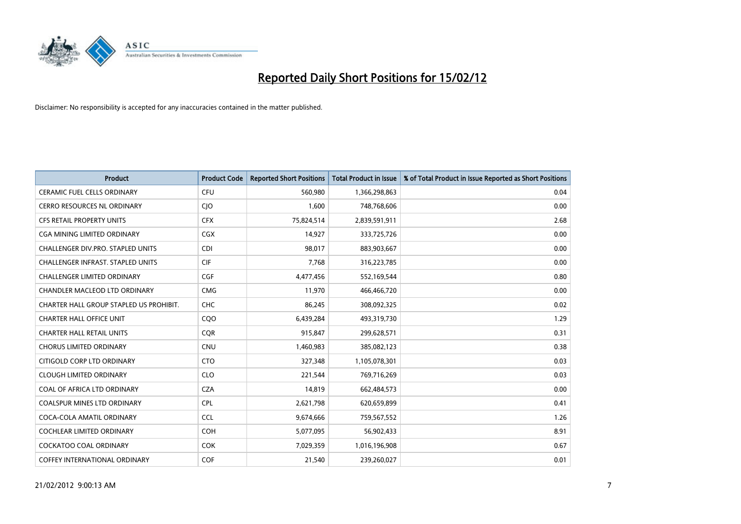# Reported Daily Short Positions for 15/02/12

Disclaimer: No responsibility is accepted for any inaccuracies contained in the matter published.

| Product | Product Code | Reported Short Positions | Total Product in Issue | % of Total Product in Issue Reported as Short Positions |
|---|---|---|---|---|
| CERAMIC FUEL CELLS ORDINARY | CFU | 560,980 | 1,366,298,863 | 0.04 |
| CERRO RESOURCES NL ORDINARY | CJO | 1,600 | 748,768,606 | 0.00 |
| CFS RETAIL PROPERTY UNITS | CFX | 75,824,514 | 2,839,591,911 | 2.68 |
| CGA MINING LIMITED ORDINARY | CGX | 14,927 | 333,725,726 | 0.00 |
| CHALLENGER DIV.PRO. STAPLED UNITS | CDI | 98,017 | 883,903,667 | 0.00 |
| CHALLENGER INFRAST. STAPLED UNITS | CIF | 7,768 | 316,223,785 | 0.00 |
| CHALLENGER LIMITED ORDINARY | CGF | 4,477,456 | 552,169,544 | 0.80 |
| CHANDLER MACLEOD LTD ORDINARY | CMG | 11,970 | 466,466,720 | 0.00 |
| CHARTER HALL GROUP STAPLED US PROHIBIT. | CHC | 86,245 | 308,092,325 | 0.02 |
| CHARTER HALL OFFICE UNIT | CQO | 6,439,284 | 493,319,730 | 1.29 |
| CHARTER HALL RETAIL UNITS | CQR | 915,847 | 299,628,571 | 0.31 |
| CHORUS LIMITED ORDINARY | CNU | 1,460,983 | 385,082,123 | 0.38 |
| CITIGOLD CORP LTD ORDINARY | CTO | 327,348 | 1,105,078,301 | 0.03 |
| CLOUGH LIMITED ORDINARY | CLO | 221,544 | 769,716,269 | 0.03 |
| COAL OF AFRICA LTD ORDINARY | CZA | 14,819 | 662,484,573 | 0.00 |
| COALSPUR MINES LTD ORDINARY | CPL | 2,621,798 | 620,659,899 | 0.41 |
| COCA-COLA AMATIL ORDINARY | CCL | 9,674,666 | 759,567,552 | 1.26 |
| COCHLEAR LIMITED ORDINARY | COH | 5,077,095 | 56,902,433 | 8.91 |
| COCKATOO COAL ORDINARY | COK | 7,029,359 | 1,016,196,908 | 0.67 |
| COFFEY INTERNATIONAL ORDINARY | COF | 21,540 | 239,260,027 | 0.01 |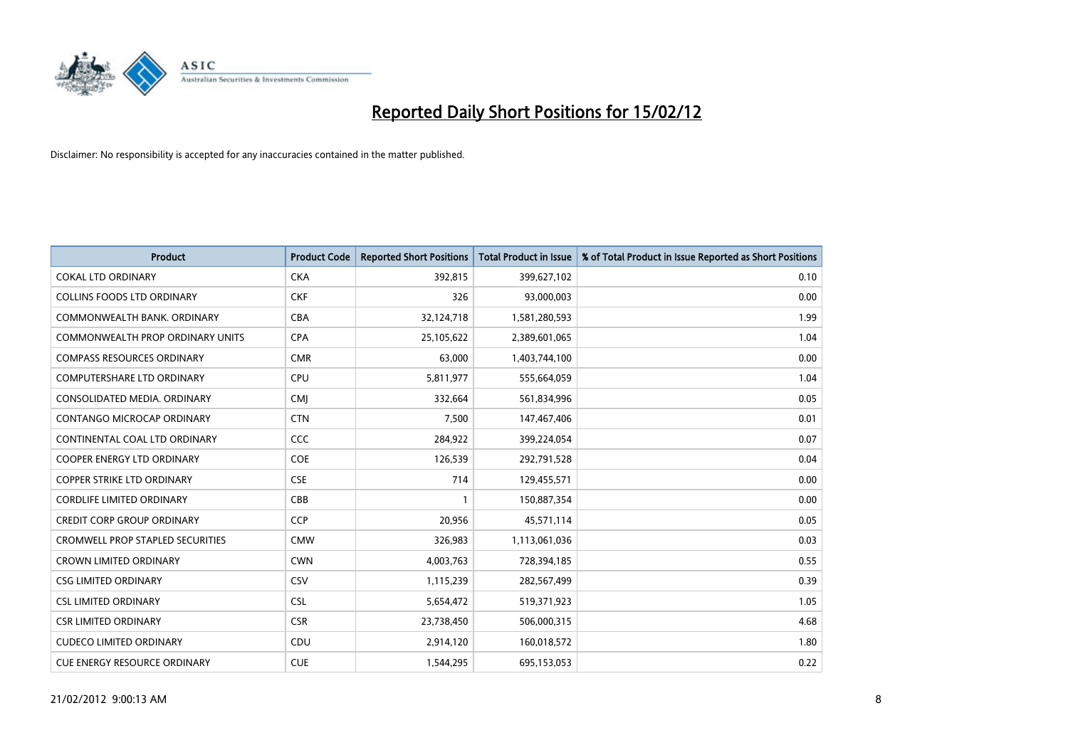# Reported Daily Short Positions for 15/02/12

Disclaimer: No responsibility is accepted for any inaccuracies contained in the matter published.

| Product | Product Code | Reported Short Positions | Total Product in Issue | % of Total Product in Issue Reported as Short Positions |
|---|---|---|---|---|
| COKAL LTD ORDINARY | CKA | 392,815 | 399,627,102 | 0.10 |
| COLLINS FOODS LTD ORDINARY | CKF | 326 | 93,000,003 | 0.00 |
| COMMONWEALTH BANK. ORDINARY | CBA | 32,124,718 | 1,581,280,593 | 1.99 |
| COMMONWEALTH PROP ORDINARY UNITS | CPA | 25,105,622 | 2,389,601,065 | 1.04 |
| COMPASS RESOURCES ORDINARY | CMR | 63,000 | 1,403,744,100 | 0.00 |
| COMPUTERSHARE LTD ORDINARY | CPU | 5,811,977 | 555,664,059 | 1.04 |
| CONSOLIDATED MEDIA. ORDINARY | CMJ | 332,664 | 561,834,996 | 0.05 |
| CONTANGO MICROCAP ORDINARY | CTN | 7,500 | 147,467,406 | 0.01 |
| CONTINENTAL COAL LTD ORDINARY | CCC | 284,922 | 399,224,054 | 0.07 |
| COOPER ENERGY LTD ORDINARY | COE | 126,539 | 292,791,528 | 0.04 |
| COPPER STRIKE LTD ORDINARY | CSE | 714 | 129,455,571 | 0.00 |
| CORDLIFE LIMITED ORDINARY | CBB | 1 | 150,887,354 | 0.00 |
| CREDIT CORP GROUP ORDINARY | CCP | 20,956 | 45,571,114 | 0.05 |
| CROMWELL PROP STAPLED SECURITIES | CMW | 326,983 | 1,113,061,036 | 0.03 |
| CROWN LIMITED ORDINARY | CWN | 4,003,763 | 728,394,185 | 0.55 |
| CSG LIMITED ORDINARY | CSV | 1,115,239 | 282,567,499 | 0.39 |
| CSL LIMITED ORDINARY | CSL | 5,654,472 | 519,371,923 | 1.05 |
| CSR LIMITED ORDINARY | CSR | 23,738,450 | 506,000,315 | 4.68 |
| CUDECO LIMITED ORDINARY | CDU | 2,914,120 | 160,018,572 | 1.80 |
| CUE ENERGY RESOURCE ORDINARY | CUE | 1,544,295 | 695,153,053 | 0.22 |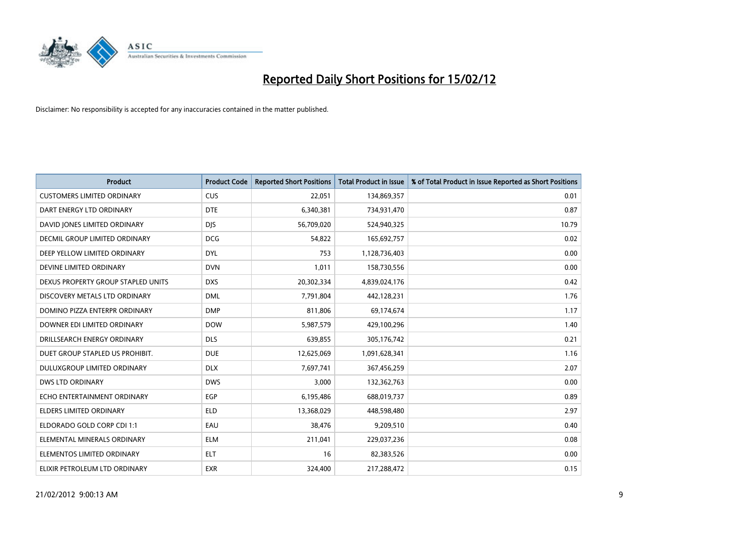# Reported Daily Short Positions for 15/02/12

Disclaimer: No responsibility is accepted for any inaccuracies contained in the matter published.

| Product | Product Code | Reported Short Positions | Total Product in Issue | % of Total Product in Issue Reported as Short Positions |
|---|---|---|---|---|
| CUSTOMERS LIMITED ORDINARY | CUS | 22,051 | 134,869,357 | 0.01 |
| DART ENERGY LTD ORDINARY | DTE | 6,340,381 | 734,931,470 | 0.87 |
| DAVID JONES LIMITED ORDINARY | DJS | 56,709,020 | 524,940,325 | 10.79 |
| DECMIL GROUP LIMITED ORDINARY | DCG | 54,822 | 165,692,757 | 0.02 |
| DEEP YELLOW LIMITED ORDINARY | DYL | 753 | 1,128,736,403 | 0.00 |
| DEVINE LIMITED ORDINARY | DVN | 1,011 | 158,730,556 | 0.00 |
| DEXUS PROPERTY GROUP STAPLED UNITS | DXS | 20,302,334 | 4,839,024,176 | 0.42 |
| DISCOVERY METALS LTD ORDINARY | DML | 7,791,804 | 442,128,231 | 1.76 |
| DOMINO PIZZA ENTERPR ORDINARY | DMP | 811,806 | 69,174,674 | 1.17 |
| DOWNER EDI LIMITED ORDINARY | DOW | 5,987,579 | 429,100,296 | 1.40 |
| DRILLSEARCH ENERGY ORDINARY | DLS | 639,855 | 305,176,742 | 0.21 |
| DUET GROUP STAPLED US PROHIBIT. | DUE | 12,625,069 | 1,091,628,341 | 1.16 |
| DULUXGROUP LIMITED ORDINARY | DLX | 7,697,741 | 367,456,259 | 2.07 |
| DWS LTD ORDINARY | DWS | 3,000 | 132,362,763 | 0.00 |
| ECHO ENTERTAINMENT ORDINARY | EGP | 6,195,486 | 688,019,737 | 0.89 |
| ELDERS LIMITED ORDINARY | ELD | 13,368,029 | 448,598,480 | 2.97 |
| ELDORADO GOLD CORP CDI 1:1 | EAU | 38,476 | 9,209,510 | 0.40 |
| ELEMENTAL MINERALS ORDINARY | ELM | 211,041 | 229,037,236 | 0.08 |
| ELEMENTOS LIMITED ORDINARY | ELT | 16 | 82,383,526 | 0.00 |
| ELIXIR PETROLEUM LTD ORDINARY | EXR | 324,400 | 217,288,472 | 0.15 |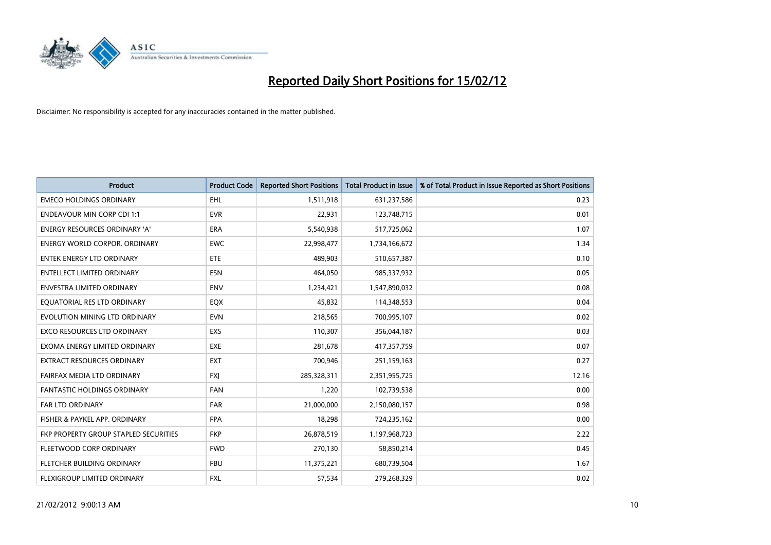# Reported Daily Short Positions for 15/02/12

Disclaimer: No responsibility is accepted for any inaccuracies contained in the matter published.

| Product | Product Code | Reported Short Positions | Total Product in Issue | % of Total Product in Issue Reported as Short Positions |
|---|---|---|---|---|
| EMECO HOLDINGS ORDINARY | EHL | 1,511,918 | 631,237,586 | 0.23 |
| ENDEAVOUR MIN CORP CDI 1:1 | EVR | 22,931 | 123,748,715 | 0.01 |
| ENERGY RESOURCES ORDINARY 'A' | ERA | 5,540,938 | 517,725,062 | 1.07 |
| ENERGY WORLD CORPOR. ORDINARY | EWC | 22,998,477 | 1,734,166,672 | 1.34 |
| ENTEK ENERGY LTD ORDINARY | ETE | 489,903 | 510,657,387 | 0.10 |
| ENTELLECT LIMITED ORDINARY | ESN | 464,050 | 985,337,932 | 0.05 |
| ENVESTRA LIMITED ORDINARY | ENV | 1,234,421 | 1,547,890,032 | 0.08 |
| EQUATORIAL RES LTD ORDINARY | EQX | 45,832 | 114,348,553 | 0.04 |
| EVOLUTION MINING LTD ORDINARY | EVN | 218,565 | 700,995,107 | 0.02 |
| EXCO RESOURCES LTD ORDINARY | EXS | 110,307 | 356,044,187 | 0.03 |
| EXOMA ENERGY LIMITED ORDINARY | EXE | 281,678 | 417,357,759 | 0.07 |
| EXTRACT RESOURCES ORDINARY | EXT | 700,946 | 251,159,163 | 0.27 |
| FAIRFAX MEDIA LTD ORDINARY | FXJ | 285,328,311 | 2,351,955,725 | 12.16 |
| FANTASTIC HOLDINGS ORDINARY | FAN | 1,220 | 102,739,538 | 0.00 |
| FAR LTD ORDINARY | FAR | 21,000,000 | 2,150,080,157 | 0.98 |
| FISHER & PAYKEL APP. ORDINARY | FPA | 18,298 | 724,235,162 | 0.00 |
| FKP PROPERTY GROUP STAPLED SECURITIES | FKP | 26,878,519 | 1,197,968,723 | 2.22 |
| FLEETWOOD CORP ORDINARY | FWD | 270,130 | 58,850,214 | 0.45 |
| FLETCHER BUILDING ORDINARY | FBU | 11,375,221 | 680,739,504 | 1.67 |
| FLEXIGROUP LIMITED ORDINARY | FXL | 57,534 | 279,268,329 | 0.02 |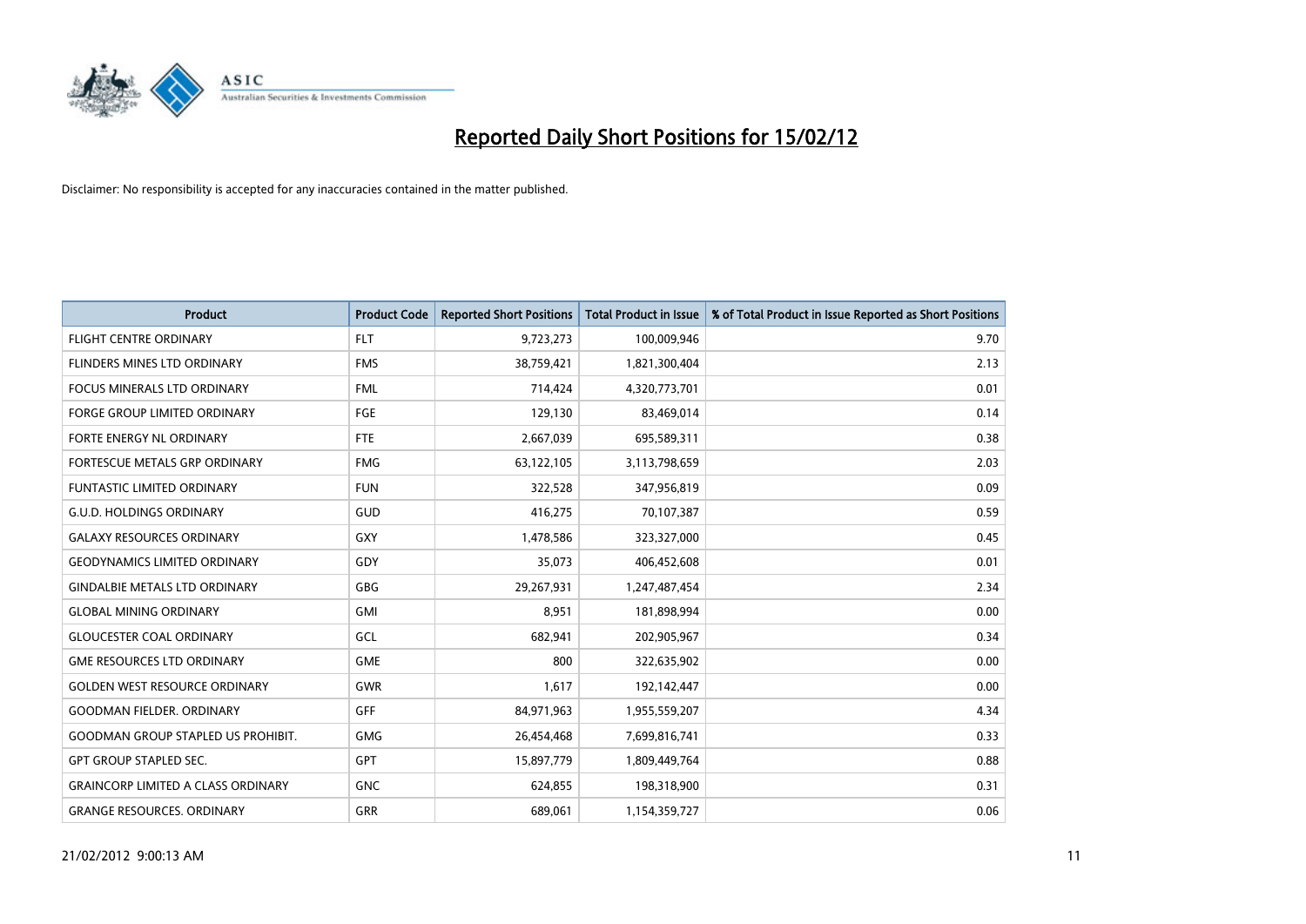# Reported Daily Short Positions for 15/02/12

Disclaimer: No responsibility is accepted for any inaccuracies contained in the matter published.

| Product | Product Code | Reported Short Positions | Total Product in Issue | % of Total Product in Issue Reported as Short Positions |
|---|---|---|---|---|
| FLIGHT CENTRE ORDINARY | FLT | 9,723,273 | 100,009,946 | 9.70 |
| FLINDERS MINES LTD ORDINARY | FMS | 38,759,421 | 1,821,300,404 | 2.13 |
| FOCUS MINERALS LTD ORDINARY | FML | 714,424 | 4,320,773,701 | 0.01 |
| FORGE GROUP LIMITED ORDINARY | FGE | 129,130 | 83,469,014 | 0.14 |
| FORTE ENERGY NL ORDINARY | FTE | 2,667,039 | 695,589,311 | 0.38 |
| FORTESCUE METALS GRP ORDINARY | FMG | 63,122,105 | 3,113,798,659 | 2.03 |
| FUNTASTIC LIMITED ORDINARY | FUN | 322,528 | 347,956,819 | 0.09 |
| G.U.D. HOLDINGS ORDINARY | GUD | 416,275 | 70,107,387 | 0.59 |
| GALAXY RESOURCES ORDINARY | GXY | 1,478,586 | 323,327,000 | 0.45 |
| GEODYNAMICS LIMITED ORDINARY | GDY | 35,073 | 406,452,608 | 0.01 |
| GINDALBIE METALS LTD ORDINARY | GBG | 29,267,931 | 1,247,487,454 | 2.34 |
| GLOBAL MINING ORDINARY | GMI | 8,951 | 181,898,994 | 0.00 |
| GLOUCESTER COAL ORDINARY | GCL | 682,941 | 202,905,967 | 0.34 |
| GME RESOURCES LTD ORDINARY | GME | 800 | 322,635,902 | 0.00 |
| GOLDEN WEST RESOURCE ORDINARY | GWR | 1,617 | 192,142,447 | 0.00 |
| GOODMAN FIELDER. ORDINARY | GFF | 84,971,963 | 1,955,559,207 | 4.34 |
| GOODMAN GROUP STAPLED US PROHIBIT. | GMG | 26,454,468 | 7,699,816,741 | 0.33 |
| GPT GROUP STAPLED SEC. | GPT | 15,897,779 | 1,809,449,764 | 0.88 |
| GRAINCORP LIMITED A CLASS ORDINARY | GNC | 624,855 | 198,318,900 | 0.31 |
| GRANGE RESOURCES. ORDINARY | GRR | 689,061 | 1,154,359,727 | 0.06 |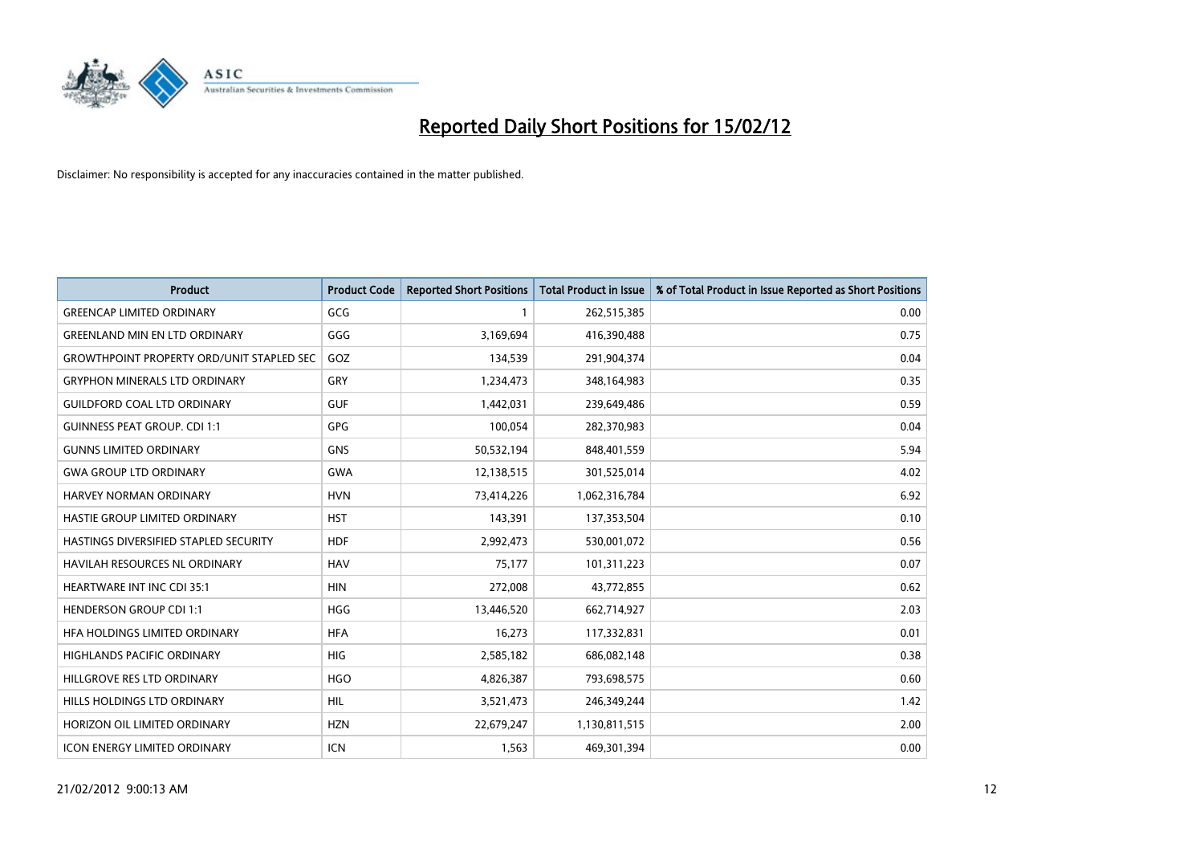# Reported Daily Short Positions for 15/02/12

Disclaimer: No responsibility is accepted for any inaccuracies contained in the matter published.

| Product | Product Code | Reported Short Positions | Total Product in Issue | % of Total Product in Issue Reported as Short Positions |
|---|---|---|---|---|
| GREENCAP LIMITED ORDINARY | GCG | 1 | 262,515,385 | 0.00 |
| GREENLAND MIN EN LTD ORDINARY | GGG | 3,169,694 | 416,390,488 | 0.75 |
| GROWTHPOINT PROPERTY ORD/UNIT STAPLED SEC | GOZ | 134,539 | 291,904,374 | 0.04 |
| GRYPHON MINERALS LTD ORDINARY | GRY | 1,234,473 | 348,164,983 | 0.35 |
| GUILDFORD COAL LTD ORDINARY | GUF | 1,442,031 | 239,649,486 | 0.59 |
| GUINNESS PEAT GROUP. CDI 1:1 | GPG | 100,054 | 282,370,983 | 0.04 |
| GUNNS LIMITED ORDINARY | GNS | 50,532,194 | 848,401,559 | 5.94 |
| GWA GROUP LTD ORDINARY | GWA | 12,138,515 | 301,525,014 | 4.02 |
| HARVEY NORMAN ORDINARY | HVN | 73,414,226 | 1,062,316,784 | 6.92 |
| HASTIE GROUP LIMITED ORDINARY | HST | 143,391 | 137,353,504 | 0.10 |
| HASTINGS DIVERSIFIED STAPLED SECURITY | HDF | 2,992,473 | 530,001,072 | 0.56 |
| HAVILAH RESOURCES NL ORDINARY | HAV | 75,177 | 101,311,223 | 0.07 |
| HEARTWARE INT INC CDI 35:1 | HIN | 272,008 | 43,772,855 | 0.62 |
| HENDERSON GROUP CDI 1:1 | HGG | 13,446,520 | 662,714,927 | 2.03 |
| HFA HOLDINGS LIMITED ORDINARY | HFA | 16,273 | 117,332,831 | 0.01 |
| HIGHLANDS PACIFIC ORDINARY | HIG | 2,585,182 | 686,082,148 | 0.38 |
| HILLGROVE RES LTD ORDINARY | HGO | 4,826,387 | 793,698,575 | 0.60 |
| HILLS HOLDINGS LTD ORDINARY | HIL | 3,521,473 | 246,349,244 | 1.42 |
| HORIZON OIL LIMITED ORDINARY | HZN | 22,679,247 | 1,130,811,515 | 2.00 |
| ICON ENERGY LIMITED ORDINARY | ICN | 1,563 | 469,301,394 | 0.00 |

21/02/2012 9:00:13 AM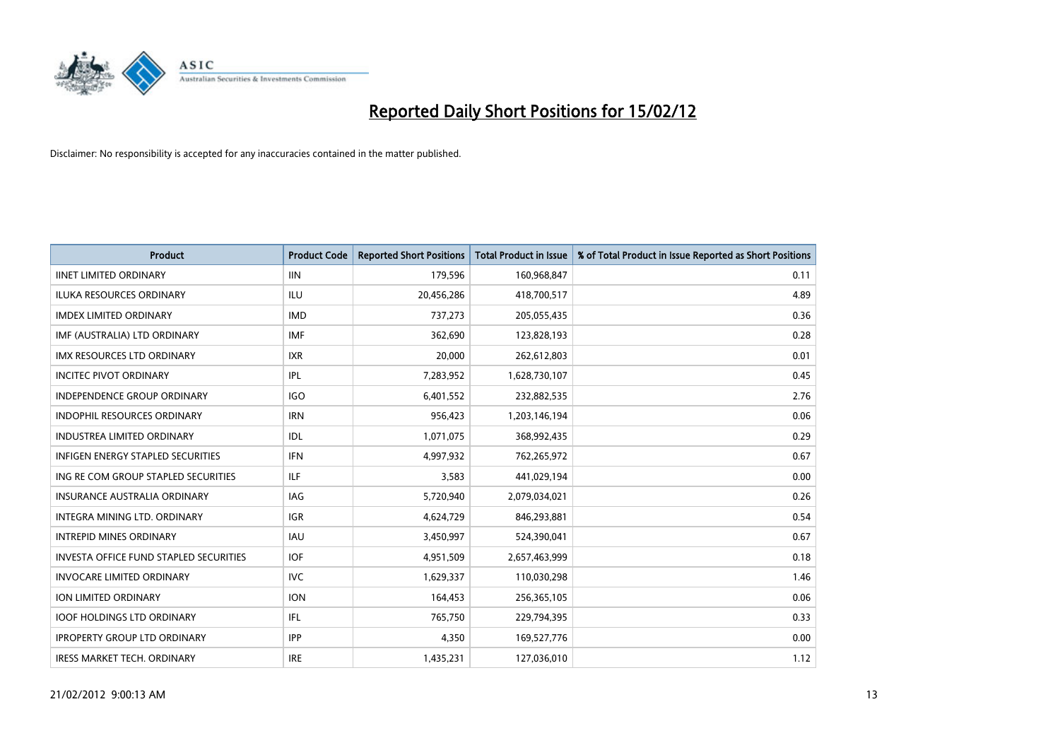# Reported Daily Short Positions for 15/02/12

Disclaimer: No responsibility is accepted for any inaccuracies contained in the matter published.

| Product | Product Code | Reported Short Positions | Total Product in Issue | % of Total Product in Issue Reported as Short Positions |
|---|---|---|---|---|
| IINET LIMITED ORDINARY | IIN | 179,596 | 160,968,847 | 0.11 |
| ILUKA RESOURCES ORDINARY | ILU | 20,456,286 | 418,700,517 | 4.89 |
| IMDEX LIMITED ORDINARY | IMD | 737,273 | 205,055,435 | 0.36 |
| IMF (AUSTRALIA) LTD ORDINARY | IMF | 362,690 | 123,828,193 | 0.28 |
| IMX RESOURCES LTD ORDINARY | IXR | 20,000 | 262,612,803 | 0.01 |
| INCITEC PIVOT ORDINARY | IPL | 7,283,952 | 1,628,730,107 | 0.45 |
| INDEPENDENCE GROUP ORDINARY | IGO | 6,401,552 | 232,882,535 | 2.76 |
| INDOPHIL RESOURCES ORDINARY | IRN | 956,423 | 1,203,146,194 | 0.06 |
| INDUSTREA LIMITED ORDINARY | IDL | 1,071,075 | 368,992,435 | 0.29 |
| INFIGEN ENERGY STAPLED SECURITIES | IFN | 4,997,932 | 762,265,972 | 0.67 |
| ING RE COM GROUP STAPLED SECURITIES | ILF | 3,583 | 441,029,194 | 0.00 |
| INSURANCE AUSTRALIA ORDINARY | IAG | 5,720,940 | 2,079,034,021 | 0.26 |
| INTEGRA MINING LTD. ORDINARY | IGR | 4,624,729 | 846,293,881 | 0.54 |
| INTREPID MINES ORDINARY | IAU | 3,450,997 | 524,390,041 | 0.67 |
| INVESTA OFFICE FUND STAPLED SECURITIES | IOF | 4,951,509 | 2,657,463,999 | 0.18 |
| INVOCARE LIMITED ORDINARY | IVC | 1,629,337 | 110,030,298 | 1.46 |
| ION LIMITED ORDINARY | ION | 164,453 | 256,365,105 | 0.06 |
| IOOF HOLDINGS LTD ORDINARY | IFL | 765,750 | 229,794,395 | 0.33 |
| IPROPERTY GROUP LTD ORDINARY | IPP | 4,350 | 169,527,776 | 0.00 |
| IRESS MARKET TECH. ORDINARY | IRE | 1,435,231 | 127,036,010 | 1.12 |

21/02/2012 9:00:13 AM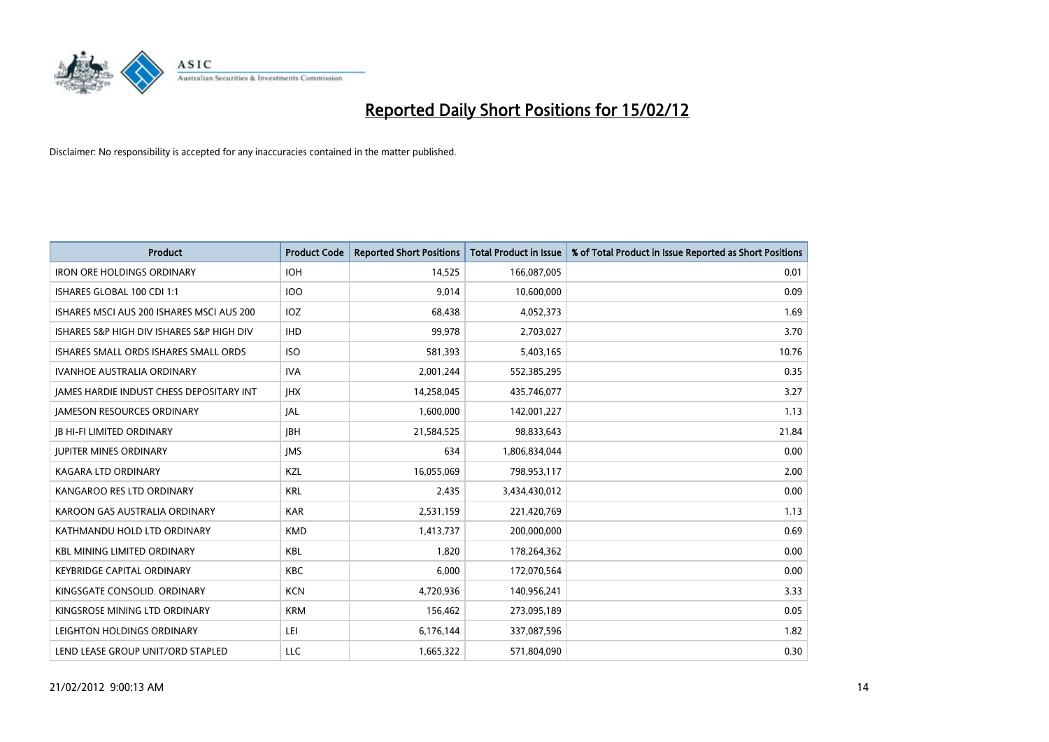# Reported Daily Short Positions for 15/02/12

Disclaimer: No responsibility is accepted for any inaccuracies contained in the matter published.

| Product | Product Code | Reported Short Positions | Total Product in Issue | % of Total Product in Issue Reported as Short Positions |
|---|---|---|---|---|
| IRON ORE HOLDINGS ORDINARY | IOH | 14,525 | 166,087,005 | 0.01 |
| ISHARES GLOBAL 100 CDI 1:1 | IOO | 9,014 | 10,600,000 | 0.09 |
| ISHARES MSCI AUS 200 ISHARES MSCI AUS 200 | IOZ | 68,438 | 4,052,373 | 1.69 |
| ISHARES S&P HIGH DIV ISHARES S&P HIGH DIV | IHD | 99,978 | 2,703,027 | 3.70 |
| ISHARES SMALL ORDS ISHARES SMALL ORDS | ISO | 581,393 | 5,403,165 | 10.76 |
| IVANHOE AUSTRALIA ORDINARY | IVA | 2,001,244 | 552,385,295 | 0.35 |
| JAMES HARDIE INDUST CHESS DEPOSITARY INT | JHX | 14,258,045 | 435,746,077 | 3.27 |
| JAMESON RESOURCES ORDINARY | JAL | 1,600,000 | 142,001,227 | 1.13 |
| JB HI-FI LIMITED ORDINARY | JBH | 21,584,525 | 98,833,643 | 21.84 |
| JUPITER MINES ORDINARY | JMS | 634 | 1,806,834,044 | 0.00 |
| KAGARA LTD ORDINARY | KZL | 16,055,069 | 798,953,117 | 2.00 |
| KANGAROO RES LTD ORDINARY | KRL | 2,435 | 3,434,430,012 | 0.00 |
| KAROON GAS AUSTRALIA ORDINARY | KAR | 2,531,159 | 221,420,769 | 1.13 |
| KATHMANDU HOLD LTD ORDINARY | KMD | 1,413,737 | 200,000,000 | 0.69 |
| KBL MINING LIMITED ORDINARY | KBL | 1,820 | 178,264,362 | 0.00 |
| KEYBRIDGE CAPITAL ORDINARY | KBC | 6,000 | 172,070,564 | 0.00 |
| KINGSGATE CONSOLID. ORDINARY | KCN | 4,720,936 | 140,956,241 | 3.33 |
| KINGSROSE MINING LTD ORDINARY | KRM | 156,462 | 273,095,189 | 0.05 |
| LEIGHTON HOLDINGS ORDINARY | LEI | 6,176,144 | 337,087,596 | 1.82 |
| LEND LEASE GROUP UNIT/ORD STAPLED | LLC | 1,665,322 | 571,804,090 | 0.30 |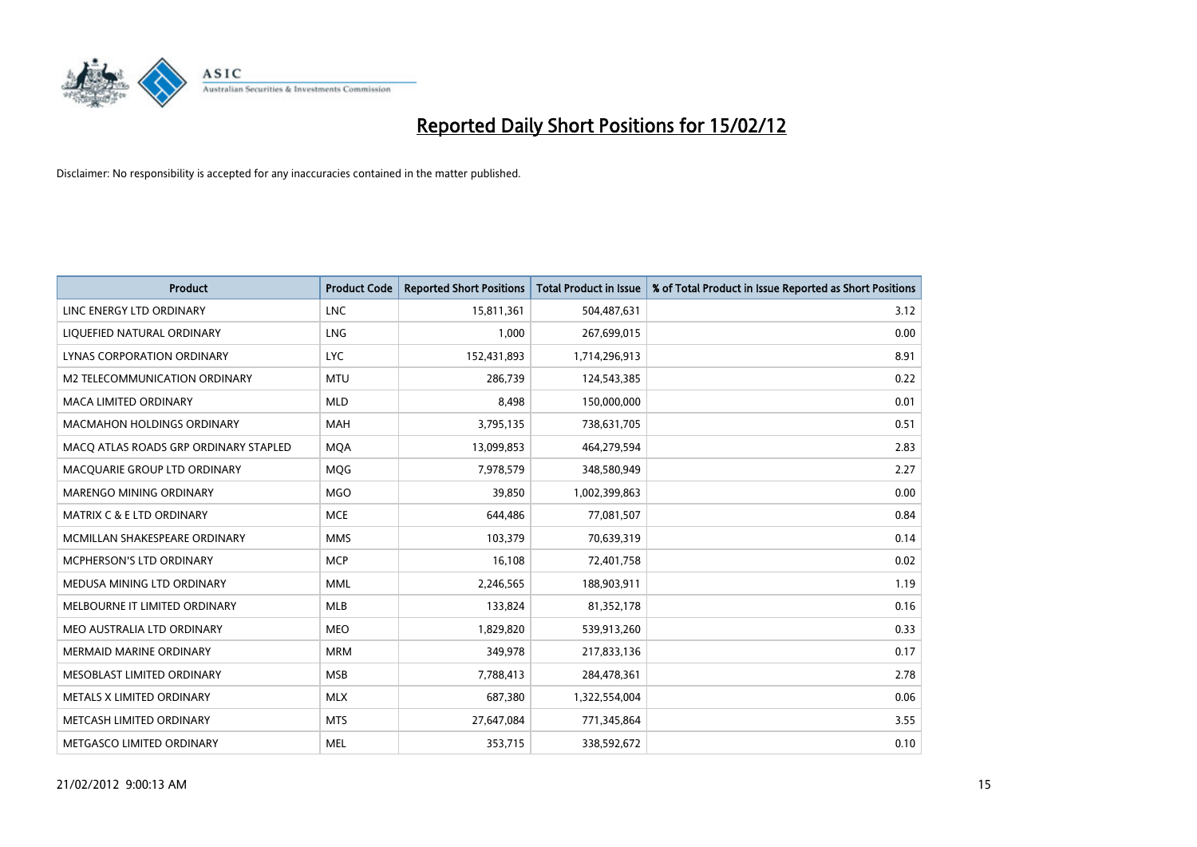# Reported Daily Short Positions for 15/02/12

Disclaimer: No responsibility is accepted for any inaccuracies contained in the matter published.

| Product | Product Code | Reported Short Positions | Total Product in Issue | % of Total Product in Issue Reported as Short Positions |
|---|---|---|---|---|
| LINC ENERGY LTD ORDINARY | LNC | 15,811,361 | 504,487,631 | 3.12 |
| LIQUEFIED NATURAL ORDINARY | LNG | 1,000 | 267,699,015 | 0.00 |
| LYNAS CORPORATION ORDINARY | LYC | 152,431,893 | 1,714,296,913 | 8.91 |
| M2 TELECOMMUNICATION ORDINARY | MTU | 286,739 | 124,543,385 | 0.22 |
| MACA LIMITED ORDINARY | MLD | 8,498 | 150,000,000 | 0.01 |
| MACMAHON HOLDINGS ORDINARY | MAH | 3,795,135 | 738,631,705 | 0.51 |
| MACQ ATLAS ROADS GRP ORDINARY STAPLED | MQA | 13,099,853 | 464,279,594 | 2.83 |
| MACQUARIE GROUP LTD ORDINARY | MQG | 7,978,579 | 348,580,949 | 2.27 |
| MARENGO MINING ORDINARY | MGO | 39,850 | 1,002,399,863 | 0.00 |
| MATRIX C & E LTD ORDINARY | MCE | 644,486 | 77,081,507 | 0.84 |
| MCMILLAN SHAKESPEARE ORDINARY | MMS | 103,379 | 70,639,319 | 0.14 |
| MCPHERSON'S LTD ORDINARY | MCP | 16,108 | 72,401,758 | 0.02 |
| MEDUSA MINING LTD ORDINARY | MML | 2,246,565 | 188,903,911 | 1.19 |
| MELBOURNE IT LIMITED ORDINARY | MLB | 133,824 | 81,352,178 | 0.16 |
| MEO AUSTRALIA LTD ORDINARY | MEO | 1,829,820 | 539,913,260 | 0.33 |
| MERMAID MARINE ORDINARY | MRM | 349,978 | 217,833,136 | 0.17 |
| MESOBLAST LIMITED ORDINARY | MSB | 7,788,413 | 284,478,361 | 2.78 |
| METALS X LIMITED ORDINARY | MLX | 687,380 | 1,322,554,004 | 0.06 |
| METCASH LIMITED ORDINARY | MTS | 27,647,084 | 771,345,864 | 3.55 |
| METGASCO LIMITED ORDINARY | MEL | 353,715 | 338,592,672 | 0.10 |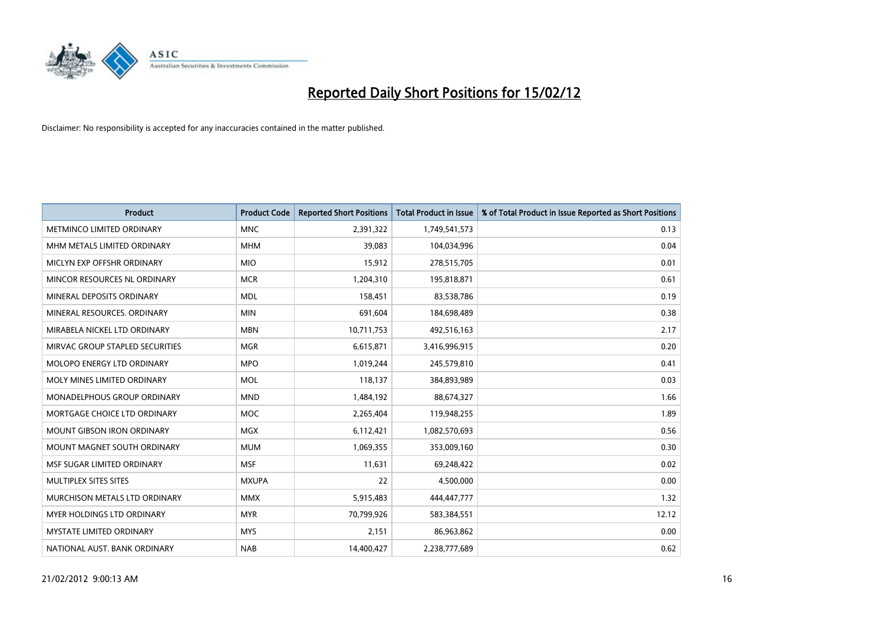# Reported Daily Short Positions for 15/02/12

Disclaimer: No responsibility is accepted for any inaccuracies contained in the matter published.

| Product | Product Code | Reported Short Positions | Total Product in Issue | % of Total Product in Issue Reported as Short Positions |
|---|---|---|---|---|
| METMINCO LIMITED ORDINARY | MNC | 2,391,322 | 1,749,541,573 | 0.13 |
| MHM METALS LIMITED ORDINARY | MHM | 39,083 | 104,034,996 | 0.04 |
| MICLYN EXP OFFSHR ORDINARY | MIO | 15,912 | 278,515,705 | 0.01 |
| MINCOR RESOURCES NL ORDINARY | MCR | 1,204,310 | 195,818,871 | 0.61 |
| MINERAL DEPOSITS ORDINARY | MDL | 158,451 | 83,538,786 | 0.19 |
| MINERAL RESOURCES. ORDINARY | MIN | 691,604 | 184,698,489 | 0.38 |
| MIRABELA NICKEL LTD ORDINARY | MBN | 10,711,753 | 492,516,163 | 2.17 |
| MIRVAC GROUP STAPLED SECURITIES | MGR | 6,615,871 | 3,416,996,915 | 0.20 |
| MOLOPO ENERGY LTD ORDINARY | MPO | 1,019,244 | 245,579,810 | 0.41 |
| MOLY MINES LIMITED ORDINARY | MOL | 118,137 | 384,893,989 | 0.03 |
| MONADELPHOUS GROUP ORDINARY | MND | 1,484,192 | 88,674,327 | 1.66 |
| MORTGAGE CHOICE LTD ORDINARY | MOC | 2,265,404 | 119,948,255 | 1.89 |
| MOUNT GIBSON IRON ORDINARY | MGX | 6,112,421 | 1,082,570,693 | 0.56 |
| MOUNT MAGNET SOUTH ORDINARY | MUM | 1,069,355 | 353,009,160 | 0.30 |
| MSF SUGAR LIMITED ORDINARY | MSF | 11,631 | 69,248,422 | 0.02 |
| MULTIPLEX SITES SITES | MXUPA | 22 | 4,500,000 | 0.00 |
| MURCHISON METALS LTD ORDINARY | MMX | 5,915,483 | 444,447,777 | 1.32 |
| MYER HOLDINGS LTD ORDINARY | MYR | 70,799,926 | 583,384,551 | 12.12 |
| MYSTATE LIMITED ORDINARY | MYS | 2,151 | 86,963,862 | 0.00 |
| NATIONAL AUST. BANK ORDINARY | NAB | 14,400,427 | 2,238,777,689 | 0.62 |

21/02/2012 9:00:13 AM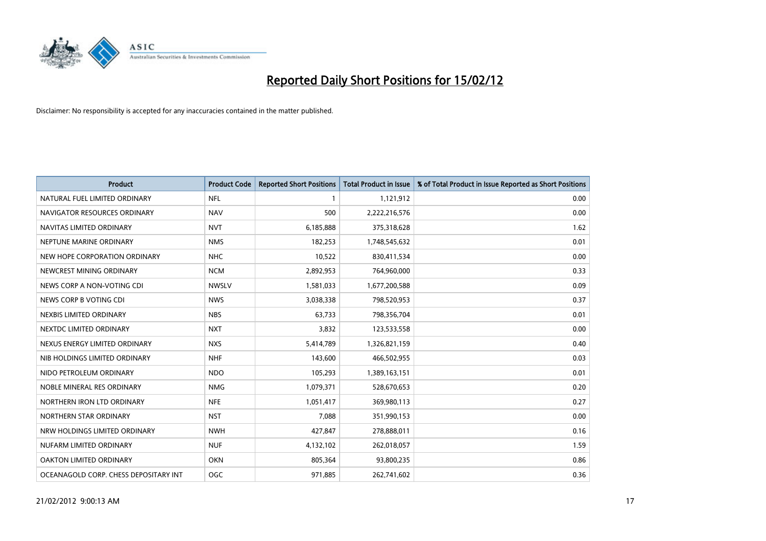# Reported Daily Short Positions for 15/02/12

Disclaimer: No responsibility is accepted for any inaccuracies contained in the matter published.

| Product | Product Code | Reported Short Positions | Total Product in Issue | % of Total Product in Issue Reported as Short Positions |
|---|---|---|---|---|
| NATURAL FUEL LIMITED ORDINARY | NFL | 1 | 1,121,912 | 0.00 |
| NAVIGATOR RESOURCES ORDINARY | NAV | 500 | 2,222,216,576 | 0.00 |
| NAVITAS LIMITED ORDINARY | NVT | 6,185,888 | 375,318,628 | 1.62 |
| NEPTUNE MARINE ORDINARY | NMS | 182,253 | 1,748,545,632 | 0.01 |
| NEW HOPE CORPORATION ORDINARY | NHC | 10,522 | 830,411,534 | 0.00 |
| NEWCREST MINING ORDINARY | NCM | 2,892,953 | 764,960,000 | 0.33 |
| NEWS CORP A NON-VOTING CDI | NWSLV | 1,581,033 | 1,677,200,588 | 0.09 |
| NEWS CORP B VOTING CDI | NWS | 3,038,338 | 798,520,953 | 0.37 |
| NEXBIS LIMITED ORDINARY | NBS | 63,733 | 798,356,704 | 0.01 |
| NEXTDC LIMITED ORDINARY | NXT | 3,832 | 123,533,558 | 0.00 |
| NEXUS ENERGY LIMITED ORDINARY | NXS | 5,414,789 | 1,326,821,159 | 0.40 |
| NIB HOLDINGS LIMITED ORDINARY | NHF | 143,600 | 466,502,955 | 0.03 |
| NIDO PETROLEUM ORDINARY | NDO | 105,293 | 1,389,163,151 | 0.01 |
| NOBLE MINERAL RES ORDINARY | NMG | 1,079,371 | 528,670,653 | 0.20 |
| NORTHERN IRON LTD ORDINARY | NFE | 1,051,417 | 369,980,113 | 0.27 |
| NORTHERN STAR ORDINARY | NST | 7,088 | 351,990,153 | 0.00 |
| NRW HOLDINGS LIMITED ORDINARY | NWH | 427,847 | 278,888,011 | 0.16 |
| NUFARM LIMITED ORDINARY | NUF | 4,132,102 | 262,018,057 | 1.59 |
| OAKTON LIMITED ORDINARY | OKN | 805,364 | 93,800,235 | 0.86 |
| OCEANAGOLD CORP. CHESS DEPOSITARY INT | OGC | 971,885 | 262,741,602 | 0.36 |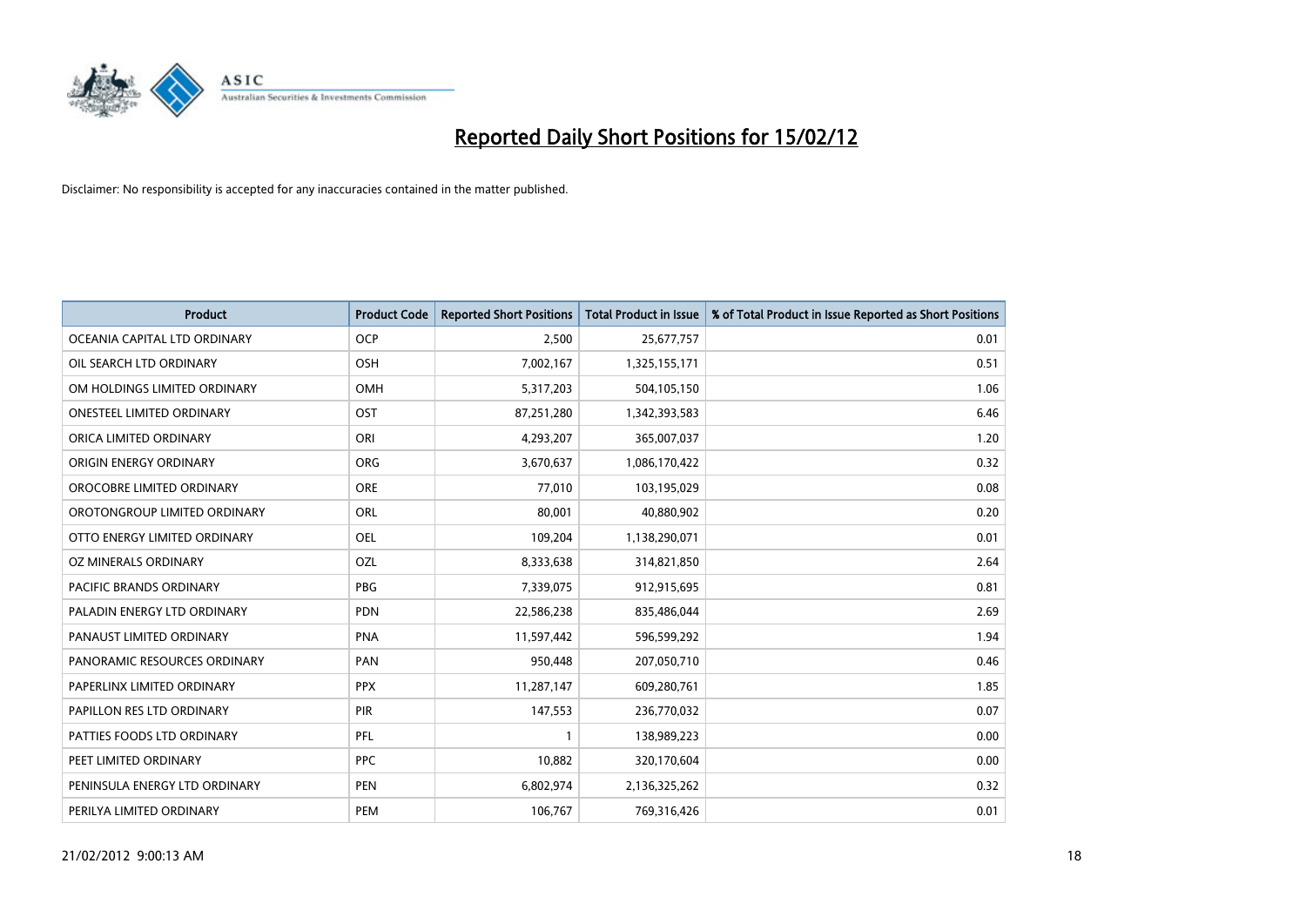# Reported Daily Short Positions for 15/02/12

Disclaimer: No responsibility is accepted for any inaccuracies contained in the matter published.

| Product | Product Code | Reported Short Positions | Total Product in Issue | % of Total Product in Issue Reported as Short Positions |
| --- | --- | --- | --- | --- |
| OCEANIA CAPITAL LTD ORDINARY | OCP | 2,500 | 25,677,757 | 0.01 |
| OIL SEARCH LTD ORDINARY | OSH | 7,002,167 | 1,325,155,171 | 0.51 |
| OM HOLDINGS LIMITED ORDINARY | OMH | 5,317,203 | 504,105,150 | 1.06 |
| ONESTEEL LIMITED ORDINARY | OST | 87,251,280 | 1,342,393,583 | 6.46 |
| ORICA LIMITED ORDINARY | ORI | 4,293,207 | 365,007,037 | 1.20 |
| ORIGIN ENERGY ORDINARY | ORG | 3,670,637 | 1,086,170,422 | 0.32 |
| OROCOBRE LIMITED ORDINARY | ORE | 77,010 | 103,195,029 | 0.08 |
| OROTONGROUP LIMITED ORDINARY | ORL | 80,001 | 40,880,902 | 0.20 |
| OTTO ENERGY LIMITED ORDINARY | OEL | 109,204 | 1,138,290,071 | 0.01 |
| OZ MINERALS ORDINARY | OZL | 8,333,638 | 314,821,850 | 2.64 |
| PACIFIC BRANDS ORDINARY | PBG | 7,339,075 | 912,915,695 | 0.81 |
| PALADIN ENERGY LTD ORDINARY | PDN | 22,586,238 | 835,486,044 | 2.69 |
| PANAUST LIMITED ORDINARY | PNA | 11,597,442 | 596,599,292 | 1.94 |
| PANORAMIC RESOURCES ORDINARY | PAN | 950,448 | 207,050,710 | 0.46 |
| PAPERLINX LIMITED ORDINARY | PPX | 11,287,147 | 609,280,761 | 1.85 |
| PAPILLON RES LTD ORDINARY | PIR | 147,553 | 236,770,032 | 0.07 |
| PATTIES FOODS LTD ORDINARY | PFL | 1 | 138,989,223 | 0.00 |
| PEET LIMITED ORDINARY | PPC | 10,882 | 320,170,604 | 0.00 |
| PENINSULA ENERGY LTD ORDINARY | PEN | 6,802,974 | 2,136,325,262 | 0.32 |
| PERILYA LIMITED ORDINARY | PEM | 106,767 | 769,316,426 | 0.01 |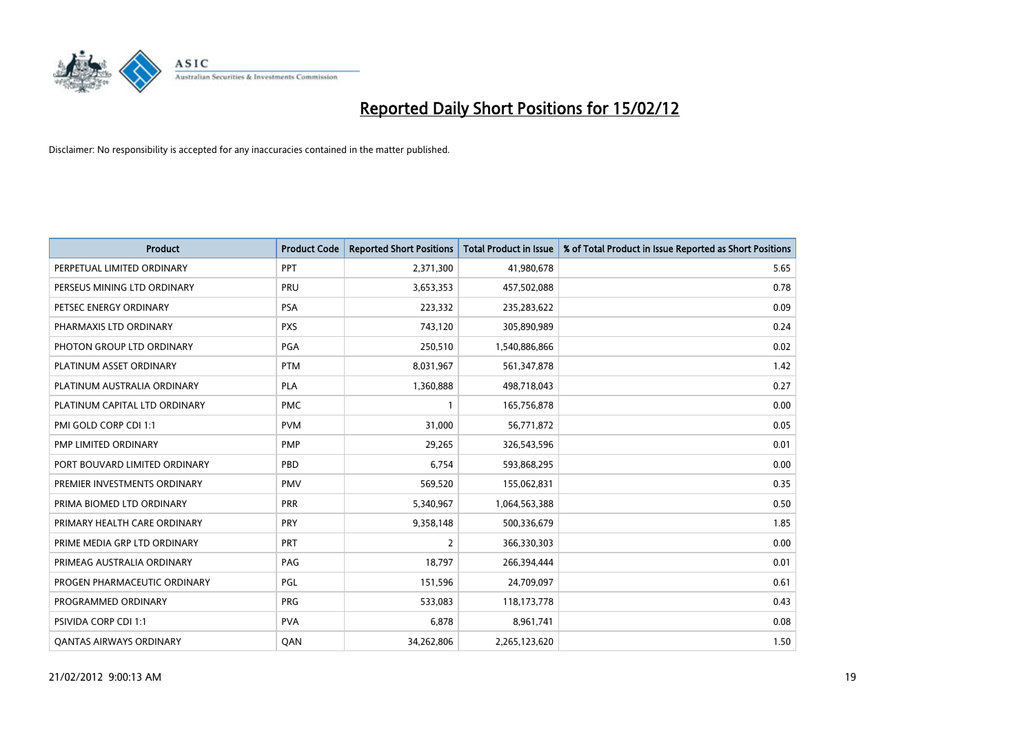# Reported Daily Short Positions for 15/02/12

Disclaimer: No responsibility is accepted for any inaccuracies contained in the matter published.

| Product | Product Code | Reported Short Positions | Total Product in Issue | % of Total Product in Issue Reported as Short Positions |
|---|---|---|---|---|
| PERPETUAL LIMITED ORDINARY | PPT | 2,371,300 | 41,980,678 | 5.65 |
| PERSEUS MINING LTD ORDINARY | PRU | 3,653,353 | 457,502,088 | 0.78 |
| PETSEC ENERGY ORDINARY | PSA | 223,332 | 235,283,622 | 0.09 |
| PHARMAXIS LTD ORDINARY | PXS | 743,120 | 305,890,989 | 0.24 |
| PHOTON GROUP LTD ORDINARY | PGA | 250,510 | 1,540,886,866 | 0.02 |
| PLATINUM ASSET ORDINARY | PTM | 8,031,967 | 561,347,878 | 1.42 |
| PLATINUM AUSTRALIA ORDINARY | PLA | 1,360,888 | 498,718,043 | 0.27 |
| PLATINUM CAPITAL LTD ORDINARY | PMC | 1 | 165,756,878 | 0.00 |
| PMI GOLD CORP CDI 1:1 | PVM | 31,000 | 56,771,872 | 0.05 |
| PMP LIMITED ORDINARY | PMP | 29,265 | 326,543,596 | 0.01 |
| PORT BOUVARD LIMITED ORDINARY | PBD | 6,754 | 593,868,295 | 0.00 |
| PREMIER INVESTMENTS ORDINARY | PMV | 569,520 | 155,062,831 | 0.35 |
| PRIMA BIOMED LTD ORDINARY | PRR | 5,340,967 | 1,064,563,388 | 0.50 |
| PRIMARY HEALTH CARE ORDINARY | PRY | 9,358,148 | 500,336,679 | 1.85 |
| PRIME MEDIA GRP LTD ORDINARY | PRT | 2 | 366,330,303 | 0.00 |
| PRIMEAG AUSTRALIA ORDINARY | PAG | 18,797 | 266,394,444 | 0.01 |
| PROGEN PHARMACEUTIC ORDINARY | PGL | 151,596 | 24,709,097 | 0.61 |
| PROGRAMMED ORDINARY | PRG | 533,083 | 118,173,778 | 0.43 |
| PSIVIDA CORP CDI 1:1 | PVA | 6,878 | 8,961,741 | 0.08 |
| QANTAS AIRWAYS ORDINARY | QAN | 34,262,806 | 2,265,123,620 | 1.50 |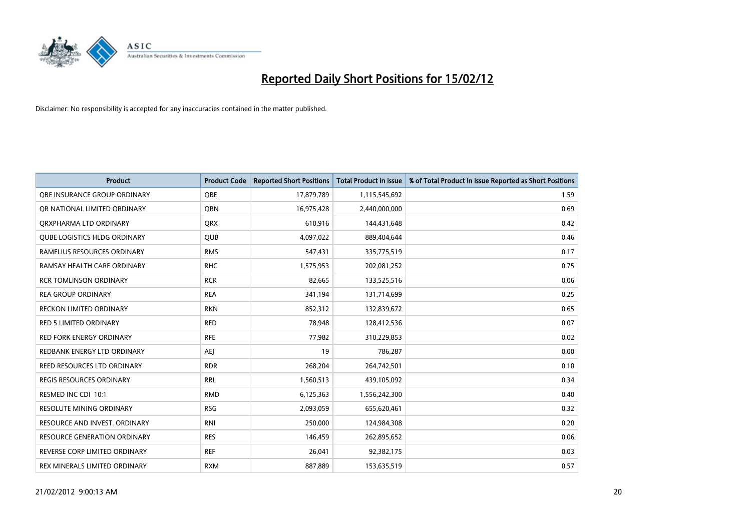# Reported Daily Short Positions for 15/02/12

Disclaimer: No responsibility is accepted for any inaccuracies contained in the matter published.

| Product | Product Code | Reported Short Positions | Total Product in Issue | % of Total Product in Issue Reported as Short Positions |
|---|---|---|---|---|
| QBE INSURANCE GROUP ORDINARY | QBE | 17,879,789 | 1,115,545,692 | 1.59 |
| QR NATIONAL LIMITED ORDINARY | QRN | 16,975,428 | 2,440,000,000 | 0.69 |
| QRXPHARMA LTD ORDINARY | QRX | 610,916 | 144,431,648 | 0.42 |
| QUBE LOGISTICS HLDG ORDINARY | QUB | 4,097,022 | 889,404,644 | 0.46 |
| RAMELIUS RESOURCES ORDINARY | RMS | 547,431 | 335,775,519 | 0.17 |
| RAMSAY HEALTH CARE ORDINARY | RHC | 1,575,953 | 202,081,252 | 0.75 |
| RCR TOMLINSON ORDINARY | RCR | 82,665 | 133,525,516 | 0.06 |
| REA GROUP ORDINARY | REA | 341,194 | 131,714,699 | 0.25 |
| RECKON LIMITED ORDINARY | RKN | 852,312 | 132,839,672 | 0.65 |
| RED 5 LIMITED ORDINARY | RED | 78,948 | 128,412,536 | 0.07 |
| RED FORK ENERGY ORDINARY | RFE | 77,982 | 310,229,853 | 0.02 |
| REDBANK ENERGY LTD ORDINARY | AEJ | 19 | 786,287 | 0.00 |
| REED RESOURCES LTD ORDINARY | RDR | 268,204 | 264,742,501 | 0.10 |
| REGIS RESOURCES ORDINARY | RRL | 1,560,513 | 439,105,092 | 0.34 |
| RESMED INC CDI 10:1 | RMD | 6,125,363 | 1,556,242,300 | 0.40 |
| RESOLUTE MINING ORDINARY | RSG | 2,093,059 | 655,620,461 | 0.32 |
| RESOURCE AND INVEST. ORDINARY | RNI | 250,000 | 124,984,308 | 0.20 |
| RESOURCE GENERATION ORDINARY | RES | 146,459 | 262,895,652 | 0.06 |
| REVERSE CORP LIMITED ORDINARY | REF | 26,041 | 92,382,175 | 0.03 |
| REX MINERALS LIMITED ORDINARY | RXM | 887,889 | 153,635,519 | 0.57 |

21/02/2012 9:00:13 AM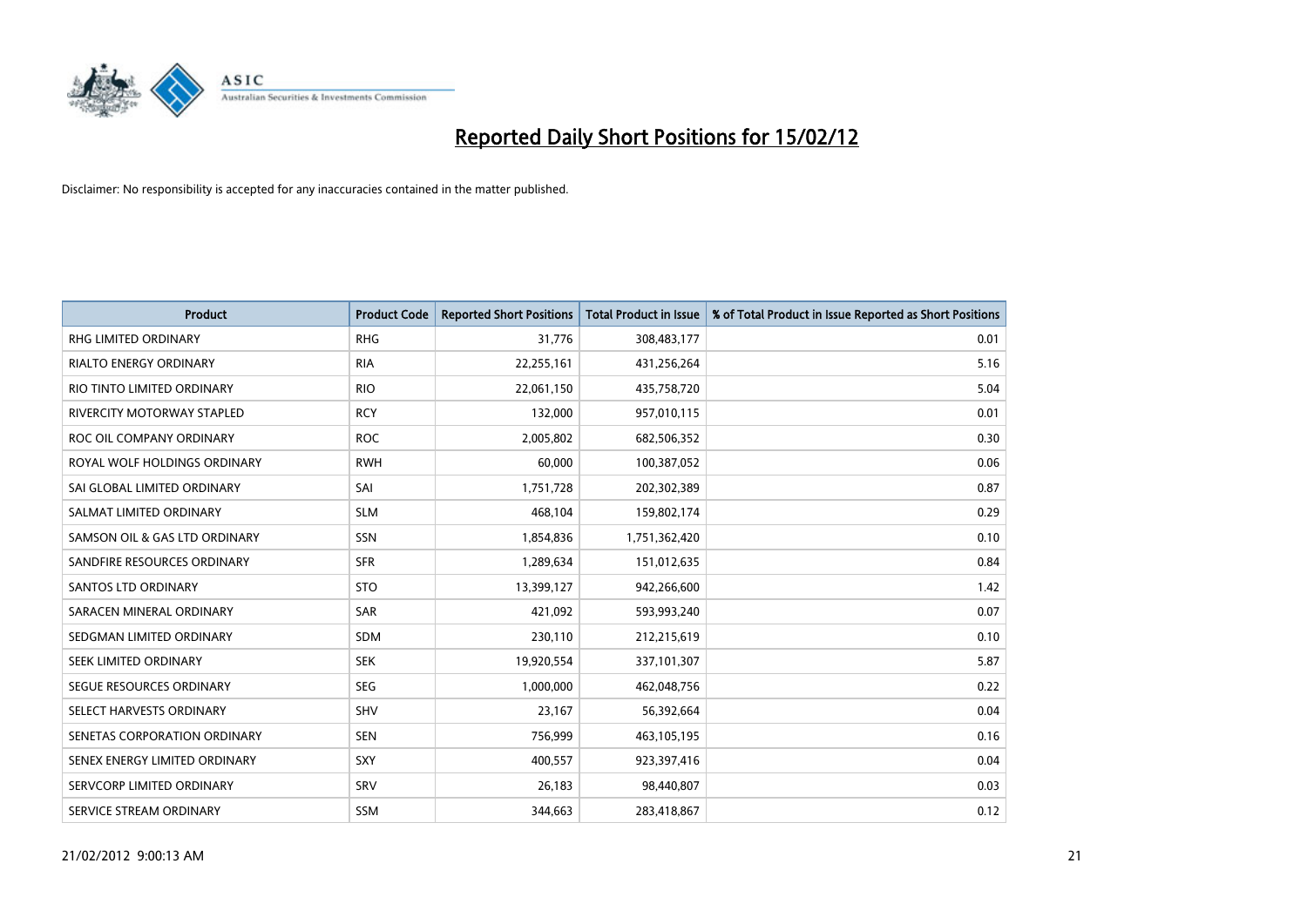# Reported Daily Short Positions for 15/02/12

Disclaimer: No responsibility is accepted for any inaccuracies contained in the matter published.

| Product | Product Code | Reported Short Positions | Total Product in Issue | % of Total Product in Issue Reported as Short Positions |
|---|---|---|---|---|
| RHG LIMITED ORDINARY | RHG | 31,776 | 308,483,177 | 0.01 |
| RIALTO ENERGY ORDINARY | RIA | 22,255,161 | 431,256,264 | 5.16 |
| RIO TINTO LIMITED ORDINARY | RIO | 22,061,150 | 435,758,720 | 5.04 |
| RIVERCITY MOTORWAY STAPLED | RCY | 132,000 | 957,010,115 | 0.01 |
| ROC OIL COMPANY ORDINARY | ROC | 2,005,802 | 682,506,352 | 0.30 |
| ROYAL WOLF HOLDINGS ORDINARY | RWH | 60,000 | 100,387,052 | 0.06 |
| SAI GLOBAL LIMITED ORDINARY | SAI | 1,751,728 | 202,302,389 | 0.87 |
| SALMAT LIMITED ORDINARY | SLM | 468,104 | 159,802,174 | 0.29 |
| SAMSON OIL & GAS LTD ORDINARY | SSN | 1,854,836 | 1,751,362,420 | 0.10 |
| SANDFIRE RESOURCES ORDINARY | SFR | 1,289,634 | 151,012,635 | 0.84 |
| SANTOS LTD ORDINARY | STO | 13,399,127 | 942,266,600 | 1.42 |
| SARACEN MINERAL ORDINARY | SAR | 421,092 | 593,993,240 | 0.07 |
| SEDGMAN LIMITED ORDINARY | SDM | 230,110 | 212,215,619 | 0.10 |
| SEEK LIMITED ORDINARY | SEK | 19,920,554 | 337,101,307 | 5.87 |
| SEGUE RESOURCES ORDINARY | SEG | 1,000,000 | 462,048,756 | 0.22 |
| SELECT HARVESTS ORDINARY | SHV | 23,167 | 56,392,664 | 0.04 |
| SENETAS CORPORATION ORDINARY | SEN | 756,999 | 463,105,195 | 0.16 |
| SENEX ENERGY LIMITED ORDINARY | SXY | 400,557 | 923,397,416 | 0.04 |
| SERVCORP LIMITED ORDINARY | SRV | 26,183 | 98,440,807 | 0.03 |
| SERVICE STREAM ORDINARY | SSM | 344,663 | 283,418,867 | 0.12 |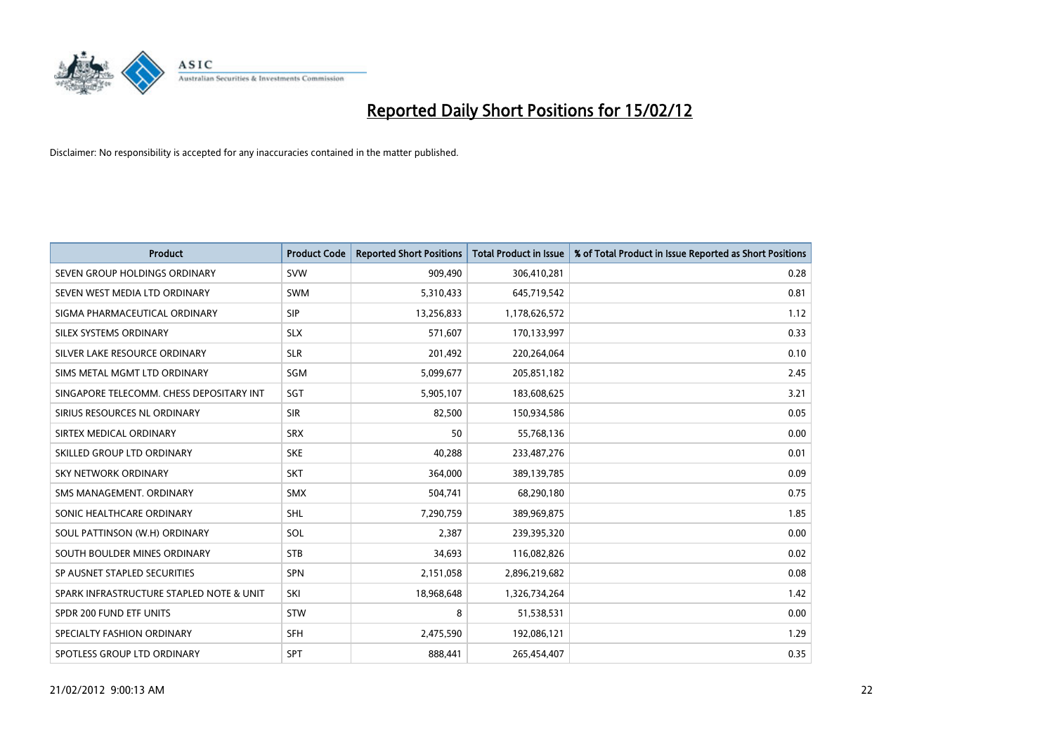# Reported Daily Short Positions for 15/02/12

Disclaimer: No responsibility is accepted for any inaccuracies contained in the matter published.

| Product | Product Code | Reported Short Positions | Total Product in Issue | % of Total Product in Issue Reported as Short Positions |
|---|---|---|---|---|
| SEVEN GROUP HOLDINGS ORDINARY | SVW | 909,490 | 306,410,281 | 0.28 |
| SEVEN WEST MEDIA LTD ORDINARY | SWM | 5,310,433 | 645,719,542 | 0.81 |
| SIGMA PHARMACEUTICAL ORDINARY | SIP | 13,256,833 | 1,178,626,572 | 1.12 |
| SILEX SYSTEMS ORDINARY | SLX | 571,607 | 170,133,997 | 0.33 |
| SILVER LAKE RESOURCE ORDINARY | SLR | 201,492 | 220,264,064 | 0.10 |
| SIMS METAL MGMT LTD ORDINARY | SGM | 5,099,677 | 205,851,182 | 2.45 |
| SINGAPORE TELECOMM. CHESS DEPOSITARY INT | SGT | 5,905,107 | 183,608,625 | 3.21 |
| SIRIUS RESOURCES NL ORDINARY | SIR | 82,500 | 150,934,586 | 0.05 |
| SIRTEX MEDICAL ORDINARY | SRX | 50 | 55,768,136 | 0.00 |
| SKILLED GROUP LTD ORDINARY | SKE | 40,288 | 233,487,276 | 0.01 |
| SKY NETWORK ORDINARY | SKT | 364,000 | 389,139,785 | 0.09 |
| SMS MANAGEMENT. ORDINARY | SMX | 504,741 | 68,290,180 | 0.75 |
| SONIC HEALTHCARE ORDINARY | SHL | 7,290,759 | 389,969,875 | 1.85 |
| SOUL PATTINSON (W.H) ORDINARY | SOL | 2,387 | 239,395,320 | 0.00 |
| SOUTH BOULDER MINES ORDINARY | STB | 34,693 | 116,082,826 | 0.02 |
| SP AUSNET STAPLED SECURITIES | SPN | 2,151,058 | 2,896,219,682 | 0.08 |
| SPARK INFRASTRUCTURE STAPLED NOTE & UNIT | SKI | 18,968,648 | 1,326,734,264 | 1.42 |
| SPDR 200 FUND ETF UNITS | STW | 8 | 51,538,531 | 0.00 |
| SPECIALTY FASHION ORDINARY | SFH | 2,475,590 | 192,086,121 | 1.29 |
| SPOTLESS GROUP LTD ORDINARY | SPT | 888,441 | 265,454,407 | 0.35 |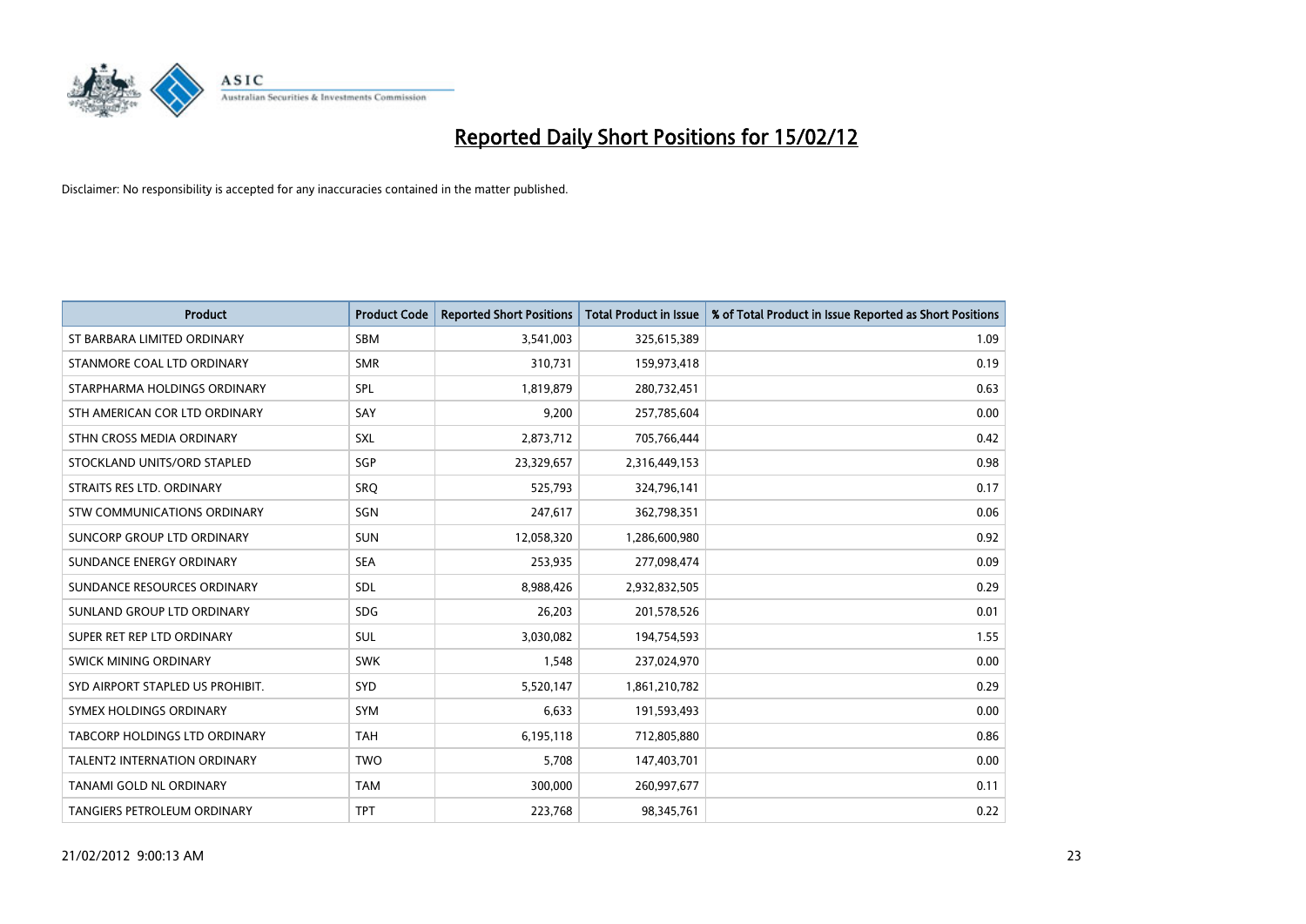# Reported Daily Short Positions for 15/02/12

Disclaimer: No responsibility is accepted for any inaccuracies contained in the matter published.

| Product | Product Code | Reported Short Positions | Total Product in Issue | % of Total Product in Issue Reported as Short Positions |
|---|---|---|---|---|
| ST BARBARA LIMITED ORDINARY | SBM | 3,541,003 | 325,615,389 | 1.09 |
| STANMORE COAL LTD ORDINARY | SMR | 310,731 | 159,973,418 | 0.19 |
| STARPHARMA HOLDINGS ORDINARY | SPL | 1,819,879 | 280,732,451 | 0.63 |
| STH AMERICAN COR LTD ORDINARY | SAY | 9,200 | 257,785,604 | 0.00 |
| STHN CROSS MEDIA ORDINARY | SXL | 2,873,712 | 705,766,444 | 0.42 |
| STOCKLAND UNITS/ORD STAPLED | SGP | 23,329,657 | 2,316,449,153 | 0.98 |
| STRAITS RES LTD. ORDINARY | SRQ | 525,793 | 324,796,141 | 0.17 |
| STW COMMUNICATIONS ORDINARY | SGN | 247,617 | 362,798,351 | 0.06 |
| SUNCORP GROUP LTD ORDINARY | SUN | 12,058,320 | 1,286,600,980 | 0.92 |
| SUNDANCE ENERGY ORDINARY | SEA | 253,935 | 277,098,474 | 0.09 |
| SUNDANCE RESOURCES ORDINARY | SDL | 8,988,426 | 2,932,832,505 | 0.29 |
| SUNLAND GROUP LTD ORDINARY | SDG | 26,203 | 201,578,526 | 0.01 |
| SUPER RET REP LTD ORDINARY | SUL | 3,030,082 | 194,754,593 | 1.55 |
| SWICK MINING ORDINARY | SWK | 1,548 | 237,024,970 | 0.00 |
| SYD AIRPORT STAPLED US PROHIBIT. | SYD | 5,520,147 | 1,861,210,782 | 0.29 |
| SYMEX HOLDINGS ORDINARY | SYM | 6,633 | 191,593,493 | 0.00 |
| TABCORP HOLDINGS LTD ORDINARY | TAH | 6,195,118 | 712,805,880 | 0.86 |
| TALENT2 INTERNATION ORDINARY | TWO | 5,708 | 147,403,701 | 0.00 |
| TANAMI GOLD NL ORDINARY | TAM | 300,000 | 260,997,677 | 0.11 |
| TANGIERS PETROLEUM ORDINARY | TPT | 223,768 | 98,345,761 | 0.22 |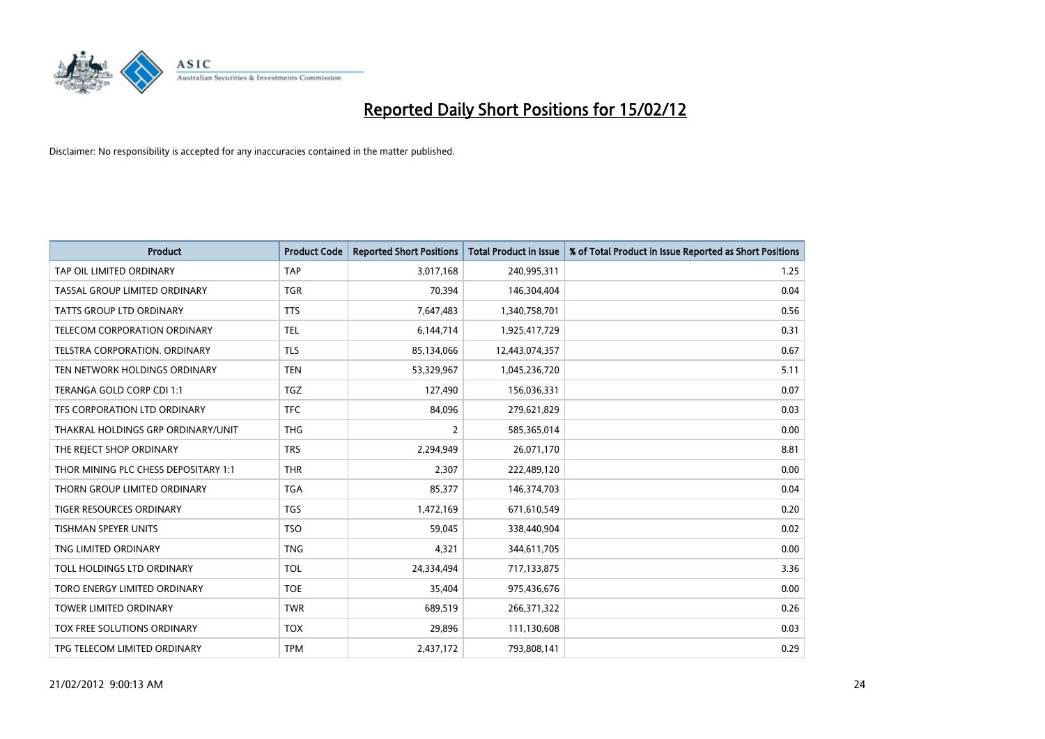# Reported Daily Short Positions for 15/02/12

Disclaimer: No responsibility is accepted for any inaccuracies contained in the matter published.

| Product | Product Code | Reported Short Positions | Total Product in Issue | % of Total Product in Issue Reported as Short Positions |
|---|---|---|---|---|
| TAP OIL LIMITED ORDINARY | TAP | 3,017,168 | 240,995,311 | 1.25 |
| TASSAL GROUP LIMITED ORDINARY | TGR | 70,394 | 146,304,404 | 0.04 |
| TATTS GROUP LTD ORDINARY | TTS | 7,647,483 | 1,340,758,701 | 0.56 |
| TELECOM CORPORATION ORDINARY | TEL | 6,144,714 | 1,925,417,729 | 0.31 |
| TELSTRA CORPORATION. ORDINARY | TLS | 85,134,066 | 12,443,074,357 | 0.67 |
| TEN NETWORK HOLDINGS ORDINARY | TEN | 53,329,967 | 1,045,236,720 | 5.11 |
| TERANGA GOLD CORP CDI 1:1 | TGZ | 127,490 | 156,036,331 | 0.07 |
| TFS CORPORATION LTD ORDINARY | TFC | 84,096 | 279,621,829 | 0.03 |
| THAKRAL HOLDINGS GRP ORDINARY/UNIT | THG | 2 | 585,365,014 | 0.00 |
| THE REJECT SHOP ORDINARY | TRS | 2,294,949 | 26,071,170 | 8.81 |
| THOR MINING PLC CHESS DEPOSITARY 1:1 | THR | 2,307 | 222,489,120 | 0.00 |
| THORN GROUP LIMITED ORDINARY | TGA | 85,377 | 146,374,703 | 0.04 |
| TIGER RESOURCES ORDINARY | TGS | 1,472,169 | 671,610,549 | 0.20 |
| TISHMAN SPEYER UNITS | TSO | 59,045 | 338,440,904 | 0.02 |
| TNG LIMITED ORDINARY | TNG | 4,321 | 344,611,705 | 0.00 |
| TOLL HOLDINGS LTD ORDINARY | TOL | 24,334,494 | 717,133,875 | 3.36 |
| TORO ENERGY LIMITED ORDINARY | TOE | 35,404 | 975,436,676 | 0.00 |
| TOWER LIMITED ORDINARY | TWR | 689,519 | 266,371,322 | 0.26 |
| TOX FREE SOLUTIONS ORDINARY | TOX | 29,896 | 111,130,608 | 0.03 |
| TPG TELECOM LIMITED ORDINARY | TPM | 2,437,172 | 793,808,141 | 0.29 |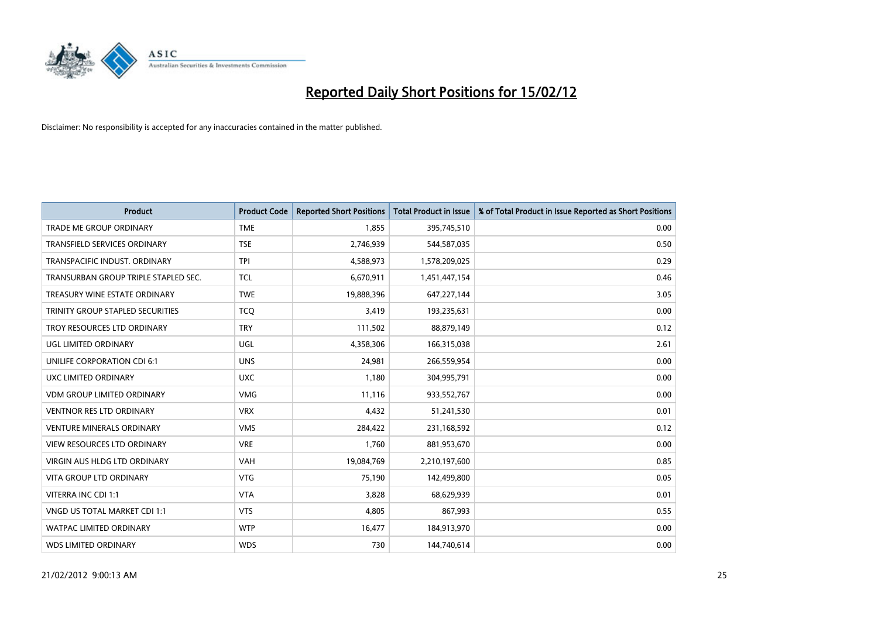# Reported Daily Short Positions for 15/02/12

Disclaimer: No responsibility is accepted for any inaccuracies contained in the matter published.

| Product | Product Code | Reported Short Positions | Total Product in Issue | % of Total Product in Issue Reported as Short Positions |
|---|---|---|---|---|
| TRADE ME GROUP ORDINARY | TME | 1,855 | 395,745,510 | 0.00 |
| TRANSFIELD SERVICES ORDINARY | TSE | 2,746,939 | 544,587,035 | 0.50 |
| TRANSPACIFIC INDUST. ORDINARY | TPI | 4,588,973 | 1,578,209,025 | 0.29 |
| TRANSURBAN GROUP TRIPLE STAPLED SEC. | TCL | 6,670,911 | 1,451,447,154 | 0.46 |
| TREASURY WINE ESTATE ORDINARY | TWE | 19,888,396 | 647,227,144 | 3.05 |
| TRINITY GROUP STAPLED SECURITIES | TCQ | 3,419 | 193,235,631 | 0.00 |
| TROY RESOURCES LTD ORDINARY | TRY | 111,502 | 88,879,149 | 0.12 |
| UGL LIMITED ORDINARY | UGL | 4,358,306 | 166,315,038 | 2.61 |
| UNILIFE CORPORATION CDI 6:1 | UNS | 24,981 | 266,559,954 | 0.00 |
| UXC LIMITED ORDINARY | UXC | 1,180 | 304,995,791 | 0.00 |
| VDM GROUP LIMITED ORDINARY | VMG | 11,116 | 933,552,767 | 0.00 |
| VENTNOR RES LTD ORDINARY | VRX | 4,432 | 51,241,530 | 0.01 |
| VENTURE MINERALS ORDINARY | VMS | 284,422 | 231,168,592 | 0.12 |
| VIEW RESOURCES LTD ORDINARY | VRE | 1,760 | 881,953,670 | 0.00 |
| VIRGIN AUS HLDG LTD ORDINARY | VAH | 19,084,769 | 2,210,197,600 | 0.85 |
| VITA GROUP LTD ORDINARY | VTG | 75,190 | 142,499,800 | 0.05 |
| VITERRA INC CDI 1:1 | VTA | 3,828 | 68,629,939 | 0.01 |
| VNGD US TOTAL MARKET CDI 1:1 | VTS | 4,805 | 867,993 | 0.55 |
| WATPAC LIMITED ORDINARY | WTP | 16,477 | 184,913,970 | 0.00 |
| WDS LIMITED ORDINARY | WDS | 730 | 144,740,614 | 0.00 |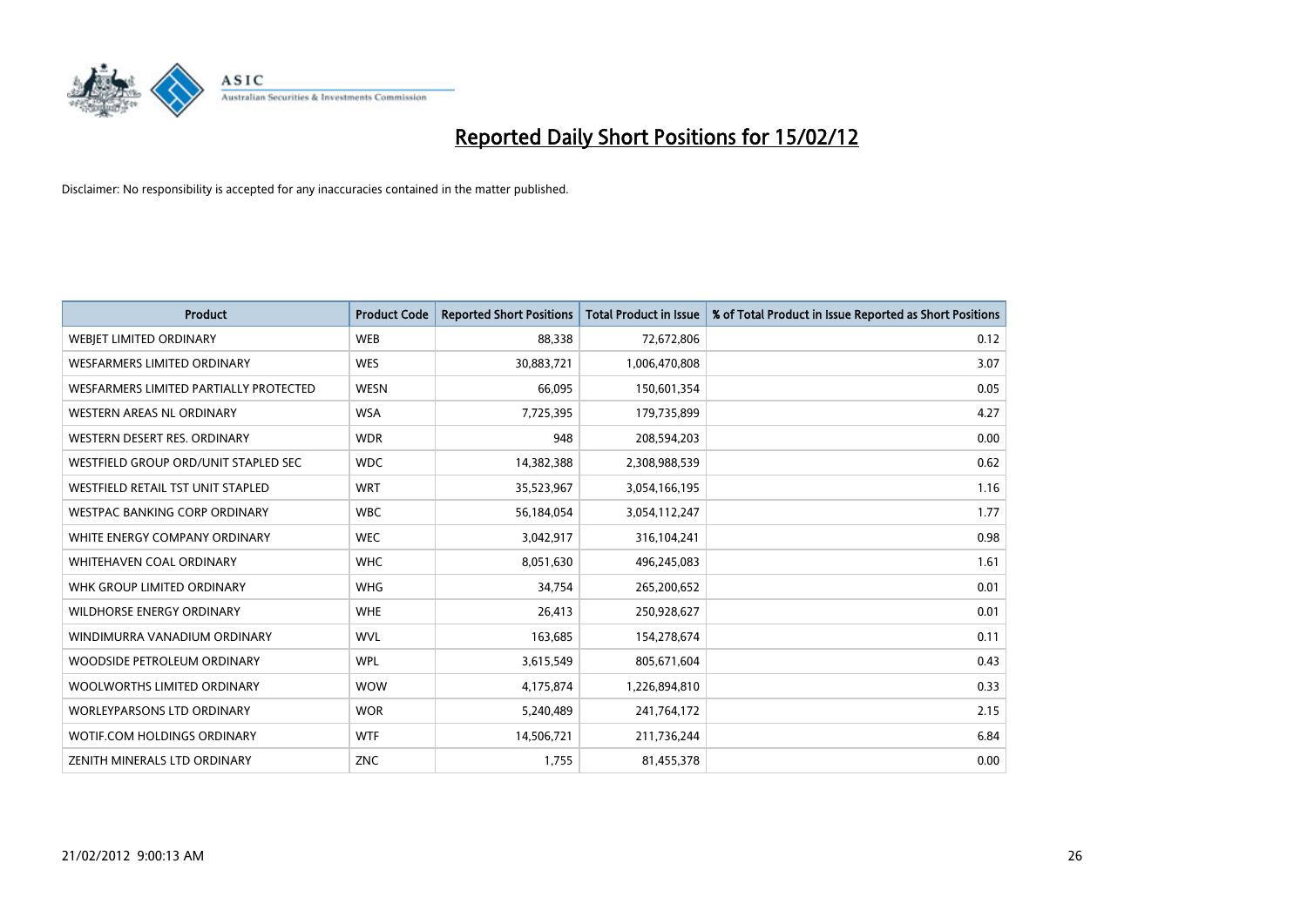# Reported Daily Short Positions for 15/02/12

Disclaimer: No responsibility is accepted for any inaccuracies contained in the matter published.

| Product | Product Code | Reported Short Positions | Total Product in Issue | % of Total Product in Issue Reported as Short Positions |
|---|---|---|---|---|
| WEBJET LIMITED ORDINARY | WEB | 88,338 | 72,672,806 | 0.12 |
| WESFARMERS LIMITED ORDINARY | WES | 30,883,721 | 1,006,470,808 | 3.07 |
| WESFARMERS LIMITED PARTIALLY PROTECTED | WESN | 66,095 | 150,601,354 | 0.05 |
| WESTERN AREAS NL ORDINARY | WSA | 7,725,395 | 179,735,899 | 4.27 |
| WESTERN DESERT RES. ORDINARY | WDR | 948 | 208,594,203 | 0.00 |
| WESTFIELD GROUP ORD/UNIT STAPLED SEC | WDC | 14,382,388 | 2,308,988,539 | 0.62 |
| WESTFIELD RETAIL TST UNIT STAPLED | WRT | 35,523,967 | 3,054,166,195 | 1.16 |
| WESTPAC BANKING CORP ORDINARY | WBC | 56,184,054 | 3,054,112,247 | 1.77 |
| WHITE ENERGY COMPANY ORDINARY | WEC | 3,042,917 | 316,104,241 | 0.98 |
| WHITEHAVEN COAL ORDINARY | WHC | 8,051,630 | 496,245,083 | 1.61 |
| WHK GROUP LIMITED ORDINARY | WHG | 34,754 | 265,200,652 | 0.01 |
| WILDHORSE ENERGY ORDINARY | WHE | 26,413 | 250,928,627 | 0.01 |
| WINDIMURRA VANADIUM ORDINARY | WVL | 163,685 | 154,278,674 | 0.11 |
| WOODSIDE PETROLEUM ORDINARY | WPL | 3,615,549 | 805,671,604 | 0.43 |
| WOOLWORTHS LIMITED ORDINARY | WOW | 4,175,874 | 1,226,894,810 | 0.33 |
| WORLEYPARSONS LTD ORDINARY | WOR | 5,240,489 | 241,764,172 | 2.15 |
| WOTIF.COM HOLDINGS ORDINARY | WTF | 14,506,721 | 211,736,244 | 6.84 |
| ZENITH MINERALS LTD ORDINARY | ZNC | 1,755 | 81,455,378 | 0.00 |